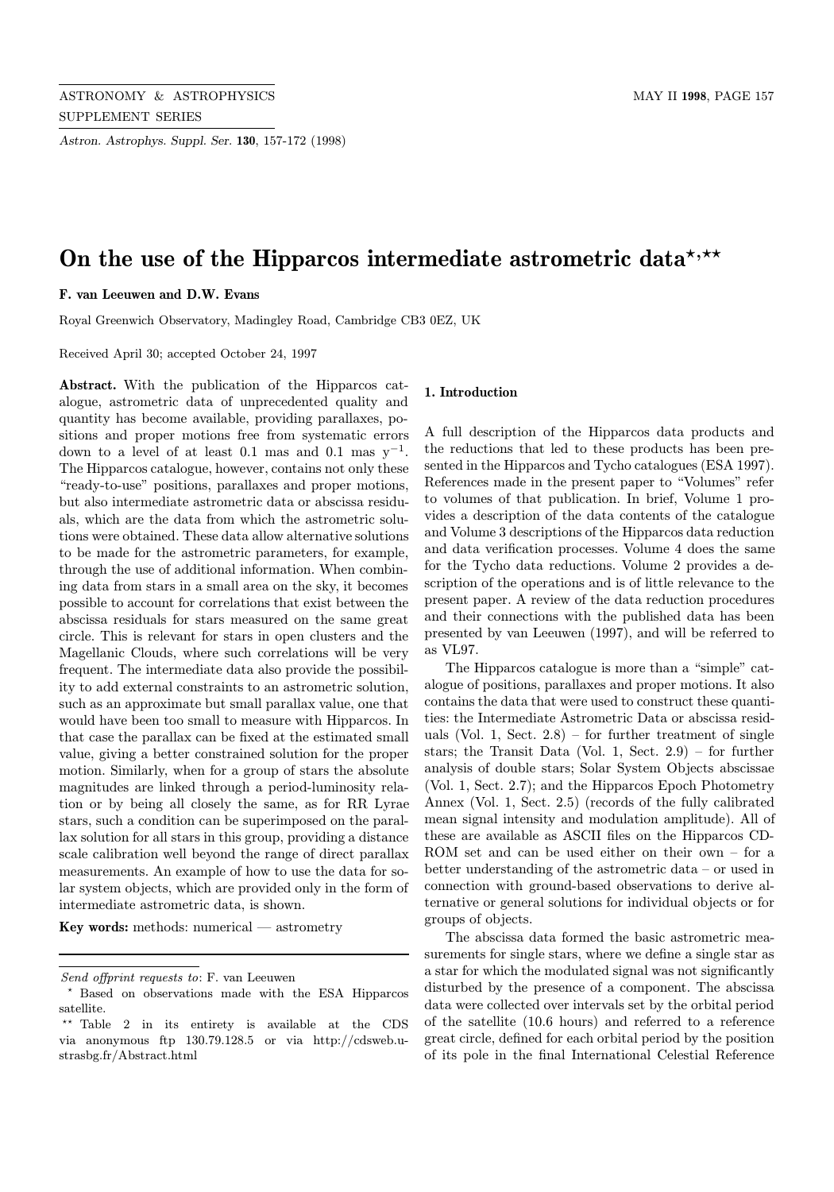# On the use of the Hipparcos intermediate astrometric data[⋆,⋆⋆]

**F. van Leeuwen and D.W. Evans**

Royal Greenwich Observatory, Madingley Road, Cambridge CB3 0EZ, UK

Received April 30; accepted October 24, 1997

**Abstract.** With the publication of the Hipparcos catalogue, astrometric data of unprecedented quality and quantity has become available, providing parallaxes, positions and proper motions free from systematic errors down to a level of at least 0.1 mas and 0.1 mas $\mathrm{y}^{-1}$. The Hipparcos catalogue, however, contains not only these "ready-to-use" positions, parallaxes and proper motions, but also intermediate astrometric data or abscissa residuals, which are the data from which the astrometric solutions were obtained. These data allow alternative solutions to be made for the astrometric parameters, for example, through the use of additional information. When combining data from stars in a small area on the sky, it becomes possible to account for correlations that exist between the abscissa residuals for stars measured on the same great circle. This is relevant for stars in open clusters and the Magellanic Clouds, where such correlations will be very frequent. The intermediate data also provide the possibility to add external constraints to an astrometric solution, such as an approximate but small parallax value, one that would have been too small to measure with Hipparcos. In that case the parallax can be fixed at the estimated small value, giving a better constrained solution for the proper motion. Similarly, when for a group of stars the absolute magnitudes are linked through a period-luminosity relation or by being all closely the same, as for RR Lyrae stars, such a condition can be superimposed on the parallax solution for all stars in this group, providing a distance scale calibration well beyond the range of direct parallax measurements. An example of how to use the data for solar system objects, which are provided only in the form of intermediate astrometric data, is shown.

**Key words:** methods: numerical — astrometry

*Send offprint requests to*: F. van Leeuwen

⋆ Based on observations made with the ESA Hipparcos satellite.

⋆⋆ Table 2 in its entirety is available at the CDS via anonymous ftp 130.79.128.5 or via http://cdsweb.u-strasbg.fr/Abstract.html

## 1. Introduction

A full description of the Hipparcos data products and the reductions that led to these products has been presented in the Hipparcos and Tycho catalogues (ESA 1997). References made in the present paper to "Volumes" refer to volumes of that publication. In brief, Volume 1 provides a description of the data contents of the catalogue and Volume 3 descriptions of the Hipparcos data reduction and data verification processes. Volume 4 does the same for the Tycho data reductions. Volume 2 provides a description of the operations and is of little relevance to the present paper. A review of the data reduction procedures and their connections with the published data has been presented by van Leeuwen (1997), and will be referred to as VL97.

The Hipparcos catalogue is more than a "simple" catalogue of positions, parallaxes and proper motions. It also contains the data that were used to construct these quantities: the Intermediate Astrometric Data or abscissa residuals (Vol. 1, Sect. 2.8) – for further treatment of single stars; the Transit Data (Vol. 1, Sect. 2.9) – for further analysis of double stars; Solar System Objects abscissae (Vol. 1, Sect. 2.7); and the Hipparcos Epoch Photometry Annex (Vol. 1, Sect. 2.5) (records of the fully calibrated mean signal intensity and modulation amplitude). All of these are available as ASCII files on the Hipparcos CD-ROM set and can be used either on their own – for a better understanding of the astrometric data – or used in connection with ground-based observations to derive alternative or general solutions for individual objects or for groups of objects.

The abscissa data formed the basic astrometric measurements for single stars, where we define a single star as a star for which the modulated signal was not significantly disturbed by the presence of a component. The abscissa data were collected over intervals set by the orbital period of the satellite (10.6 hours) and referred to a reference great circle, defined for each orbital period by the position of its pole in the final International Celestial Reference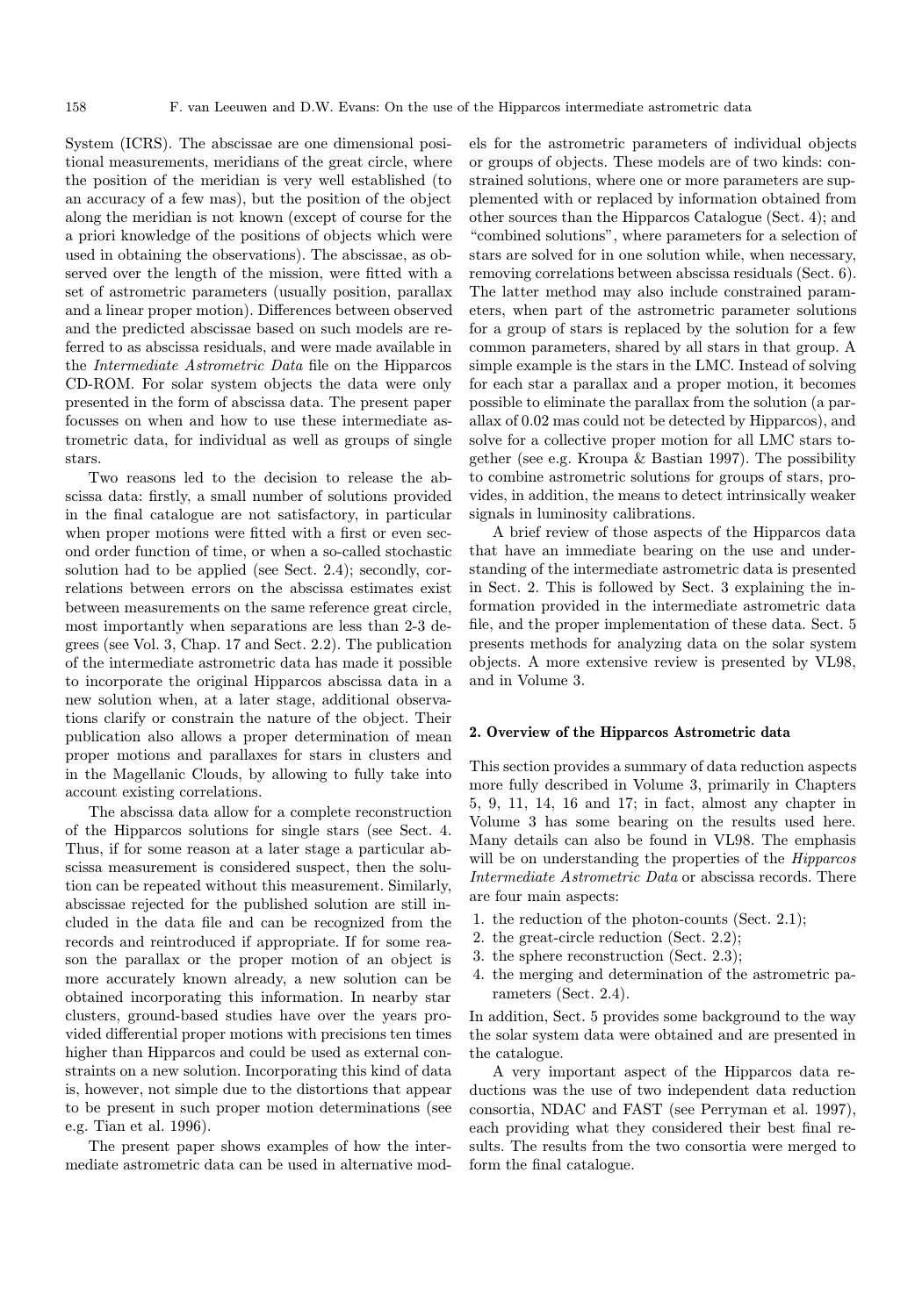System (ICRS). The abscissae are one dimensional positional measurements, meridians of the great circle, where the position of the meridian is very well established (to an accuracy of a few mas), but the position of the object along the meridian is not known (except of course for the a priori knowledge of the positions of objects which were used in obtaining the observations). The abscissae, as observed over the length of the mission, were fitted with a set of astrometric parameters (usually position, parallax and a linear proper motion). Differences between observed and the predicted abscissae based on such models are referred to as abscissa residuals, and were made available in the *Intermediate Astrometric Data* file on the Hipparcos CD-ROM. For solar system objects the data were only presented in the form of abscissa data. The present paper focusses on when and how to use these intermediate astrometric data, for individual as well as groups of single stars.

Two reasons led to the decision to release the abscissa data: firstly, a small number of solutions provided in the final catalogue are not satisfactory, in particular when proper motions were fitted with a first or even second order function of time, or when a so-called stochastic solution had to be applied (see Sect. 2.4); secondly, correlations between errors on the abscissa estimates exist between measurements on the same reference great circle, most importantly when separations are less than 2-3 degrees (see Vol. 3, Chap. 17 and Sect. 2.2). The publication of the intermediate astrometric data has made it possible to incorporate the original Hipparcos abscissa data in a new solution when, at a later stage, additional observations clarify or constrain the nature of the object. Their publication also allows a proper determination of mean proper motions and parallaxes for stars in clusters and in the Magellanic Clouds, by allowing to fully take into account existing correlations.

The abscissa data allow for a complete reconstruction of the Hipparcos solutions for single stars (see Sect. 4. Thus, if for some reason at a later stage a particular abscissa measurement is considered suspect, then the solution can be repeated without this measurement. Similarly, abscissae rejected for the published solution are still included in the data file and can be recognized from the records and reintroduced if appropriate. If for some reason the parallax or the proper motion of an object is more accurately known already, a new solution can be obtained incorporating this information. In nearby star clusters, ground-based studies have over the years provided differential proper motions with precisions ten times higher than Hipparcos and could be used as external constraints on a new solution. Incorporating this kind of data is, however, not simple due to the distortions that appear to be present in such proper motion determinations (see e.g. Tian et al. 1996).

The present paper shows examples of how the intermediate astrometric data can be used in alternative models for the astrometric parameters of individual objects or groups of objects. These models are of two kinds: constrained solutions, where one or more parameters are supplemented with or replaced by information obtained from other sources than the Hipparcos Catalogue (Sect. 4); and "combined solutions", where parameters for a selection of stars are solved for in one solution while, when necessary, removing correlations between abscissa residuals (Sect. 6). The latter method may also include constrained parameters, when part of the astrometric parameter solutions for a group of stars is replaced by the solution for a few common parameters, shared by all stars in that group. A simple example is the stars in the LMC. Instead of solving for each star a parallax and a proper motion, it becomes possible to eliminate the parallax from the solution (a parallax of 0.02 mas could not be detected by Hipparcos), and solve for a collective proper motion for all LMC stars together (see e.g. Kroupa & Bastian 1997). The possibility to combine astrometric solutions for groups of stars, provides, in addition, the means to detect intrinsically weaker signals in luminosity calibrations.

A brief review of those aspects of the Hipparcos data that have an immediate bearing on the use and understanding of the intermediate astrometric data is presented in Sect. 2. This is followed by Sect. 3 explaining the information provided in the intermediate astrometric data file, and the proper implementation of these data. Sect. 5 presents methods for analyzing data on the solar system objects. A more extensive review is presented by VL98, and in Volume 3.

## 2. Overview of the Hipparcos Astrometric data

This section provides a summary of data reduction aspects more fully described in Volume 3, primarily in Chapters 5, 9, 11, 14, 16 and 17; in fact, almost any chapter in Volume 3 has some bearing on the results used here. Many details can also be found in VL98. The emphasis will be on understanding the properties of the *Hipparcos Intermediate Astrometric Data* or abscissa records. There are four main aspects:

1. the reduction of the photon-counts (Sect. 2.1);
2. the great-circle reduction (Sect. 2.2);
3. the sphere reconstruction (Sect. 2.3);
4. the merging and determination of the astrometric parameters (Sect. 2.4).

In addition, Sect. 5 provides some background to the way the solar system data were obtained and are presented in the catalogue.

A very important aspect of the Hipparcos data reductions was the use of two independent data reduction consortia, NDAC and FAST (see Perryman et al. 1997), each providing what they considered their best final results. The results from the two consortia were merged to form the final catalogue.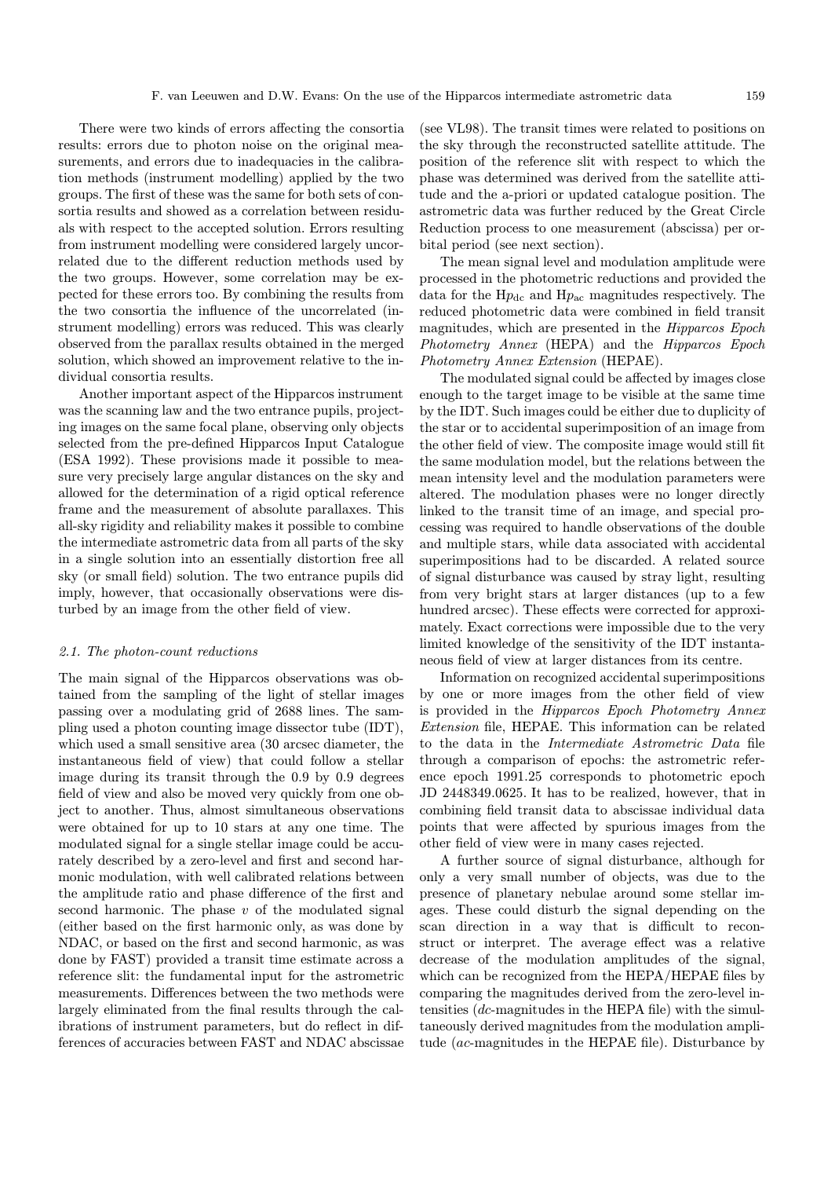There were two kinds of errors affecting the consortia results: errors due to photon noise on the original measurements, and errors due to inadequacies in the calibration methods (instrument modelling) applied by the two groups. The first of these was the same for both sets of consortia results and showed as a correlation between residuals with respect to the accepted solution. Errors resulting from instrument modelling were considered largely uncorrelated due to the different reduction methods used by the two groups. However, some correlation may be expected for these errors too. By combining the results from the two consortia the influence of the uncorrelated (instrument modelling) errors was reduced. This was clearly observed from the parallax results obtained in the merged solution, which showed an improvement relative to the individual consortia results.

Another important aspect of the Hipparcos instrument was the scanning law and the two entrance pupils, projecting images on the same focal plane, observing only objects selected from the pre-defined Hipparcos Input Catalogue (ESA 1992). These provisions made it possible to measure very precisely large angular distances on the sky and allowed for the determination of a rigid optical reference frame and the measurement of absolute parallaxes. This all-sky rigidity and reliability makes it possible to combine the intermediate astrometric data from all parts of the sky in a single solution into an essentially distortion free all sky (or small field) solution. The two entrance pupils did imply, however, that occasionally observations were disturbed by an image from the other field of view.

### 2.1. The photon-count reductions

The main signal of the Hipparcos observations was obtained from the sampling of the light of stellar images passing over a modulating grid of 2688 lines. The sampling used a photon counting image dissector tube (IDT), which used a small sensitive area (30 arcsec diameter, the instantaneous field of view) that could follow a stellar image during its transit through the 0.9 by 0.9 degrees field of view and also be moved very quickly from one object to another. Thus, almost simultaneous observations were obtained for up to 10 stars at any one time. The modulated signal for a single stellar image could be accurately described by a zero-level and first and second harmonic modulation, with well calibrated relations between the amplitude ratio and phase difference of the first and second harmonic. The phase $v$ of the modulated signal (either based on the first harmonic only, as was done by NDAC, or based on the first and second harmonic, as was done by FAST) provided a transit time estimate across a reference slit: the fundamental input for the astrometric measurements. Differences between the two methods were largely eliminated from the final results through the calibrations of instrument parameters, but do reflect in differences of accuracies between FAST and NDAC abscissae (see VL98). The transit times were related to positions on the sky through the reconstructed satellite attitude. The position of the reference slit with respect to which the phase was determined was derived from the satellite attitude and the a-priori or updated catalogue position. The astrometric data was further reduced by the Great Circle Reduction process to one measurement (abscissa) per orbital period (see next section).

The mean signal level and modulation amplitude were processed in the photometric reductions and provided the data for the $Hp_{\rm dc}$ and $Hp_{\rm ac}$ magnitudes respectively. The reduced photometric data were combined in field transit magnitudes, which are presented in the *Hipparcos Epoch Photometry Annex* (HEPA) and the *Hipparcos Epoch Photometry Annex Extension* (HEPAE).

The modulated signal could be affected by images close enough to the target image to be visible at the same time by the IDT. Such images could be either due to duplicity of the star or to accidental superimposition of an image from the other field of view. The composite image would still fit the same modulation model, but the relations between the mean intensity level and the modulation parameters were altered. The modulation phases were no longer directly linked to the transit time of an image, and special processing was required to handle observations of the double and multiple stars, while data associated with accidental superimpositions had to be discarded. A related source of signal disturbance was caused by stray light, resulting from very bright stars at larger distances (up to a few hundred arcsec). These effects were corrected for approximately. Exact corrections were impossible due to the very limited knowledge of the sensitivity of the IDT instantaneous field of view at larger distances from its centre.

Information on recognized accidental superimpositions by one or more images from the other field of view is provided in the *Hipparcos Epoch Photometry Annex Extension* file, HEPAE. This information can be related to the data in the *Intermediate Astrometric Data* file through a comparison of epochs: the astrometric reference epoch 1991.25 corresponds to photometric epoch JD 2448349.0625. It has to be realized, however, that in combining field transit data to abscissae individual data points that were affected by spurious images from the other field of view were in many cases rejected.

A further source of signal disturbance, although for only a very small number of objects, was due to the presence of planetary nebulae around some stellar images. These could disturb the signal depending on the scan direction in a way that is difficult to reconstruct or interpret. The average effect was a relative decrease of the modulation amplitudes of the signal, which can be recognized from the HEPA/HEPAE files by comparing the magnitudes derived from the zero-level intensities (*dc*-magnitudes in the HEPA file) with the simultaneously derived magnitudes from the modulation amplitude (*ac*-magnitudes in the HEPAE file). Disturbance by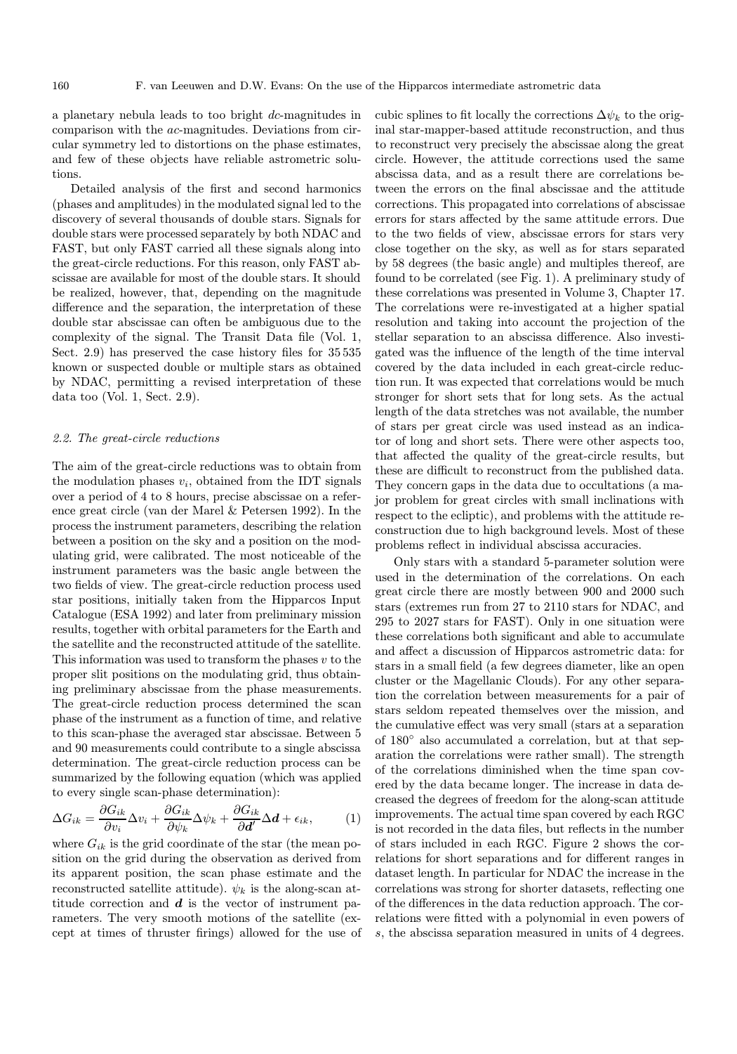a planetary nebula leads to too bright $dc$-magnitudes in comparison with the $ac$-magnitudes. Deviations from circular symmetry led to distortions on the phase estimates, and few of these objects have reliable astrometric solutions.

Detailed analysis of the first and second harmonics (phases and amplitudes) in the modulated signal led to the discovery of several thousands of double stars. Signals for double stars were processed separately by both NDAC and FAST, but only FAST carried all these signals along into the great-circle reductions. For this reason, only FAST abscissae are available for most of the double stars. It should be realized, however, that, depending on the magnitude difference and the separation, the interpretation of these double star abscissae can often be ambiguous due to the complexity of the signal. The Transit Data file (Vol. 1, Sect. 2.9) has preserved the case history files for 35 535 known or suspected double or multiple stars as obtained by NDAC, permitting a revised interpretation of these data too (Vol. 1, Sect. 2.9).

### 2.2. The great-circle reductions

The aim of the great-circle reductions was to obtain from the modulation phases $v_i$, obtained from the IDT signals over a period of 4 to 8 hours, precise abscissae on a reference great circle (van der Marel & Petersen 1992). In the process the instrument parameters, describing the relation between a position on the sky and a position on the modulating grid, were calibrated. The most noticeable of the instrument parameters was the basic angle between the two fields of view. The great-circle reduction process used star positions, initially taken from the Hipparcos Input Catalogue (ESA 1992) and later from preliminary mission results, together with orbital parameters for the Earth and the satellite and the reconstructed attitude of the satellite. This information was used to transform the phases $v$ to the proper slit positions on the modulating grid, thus obtaining preliminary abscissae from the phase measurements. The great-circle reduction process determined the scan phase of the instrument as a function of time, and relative to this scan-phase the averaged star abscissae. Between 5 and 90 measurements could contribute to a single abscissa determination. The great-circle reduction process can be summarized by the following equation (which was applied to every single scan-phase determination):

$$\Delta G_{ik} = \frac{\partial G_{ik}}{\partial v_i}\Delta v_i + \frac{\partial G_{ik}}{\partial \psi_k}\Delta \psi_k + \frac{\partial G_{ik}}{\partial \boldsymbol{d}'}\Delta \boldsymbol{d} + \epsilon_{ik}, \qquad (1)$$

where $G_{ik}$ is the grid coordinate of the star (the mean position on the grid during the observation as derived from its apparent position, the scan phase estimate and the reconstructed satellite attitude). $\psi_k$ is the along-scan attitude correction and $\boldsymbol{d}$ is the vector of instrument parameters. The very smooth motions of the satellite (except at times of thruster firings) allowed for the use of cubic splines to fit locally the corrections $\Delta\psi_k$ to the original star-mapper-based attitude reconstruction, and thus to reconstruct very precisely the abscissae along the great circle. However, the attitude corrections used the same abscissa data, and as a result there are correlations between the errors on the final abscissae and the attitude corrections. This propagated into correlations of abscissae errors for stars affected by the same attitude errors. Due to the two fields of view, abscissae errors for stars very close together on the sky, as well as for stars separated by 58 degrees (the basic angle) and multiples thereof, are found to be correlated (see Fig. 1). A preliminary study of these correlations was presented in Volume 3, Chapter 17. The correlations were re-investigated at a higher spatial resolution and taking into account the projection of the stellar separation to an abscissa difference. Also investigated was the influence of the length of the time interval covered by the data included in each great-circle reduction run. It was expected that correlations would be much stronger for short sets that for long sets. As the actual length of the data stretches was not available, the number of stars per great circle was used instead as an indicator of long and short sets. There were other aspects too, that affected the quality of the great-circle results, but these are difficult to reconstruct from the published data. They concern gaps in the data due to occultations (a major problem for great circles with small inclinations with respect to the ecliptic), and problems with the attitude reconstruction due to high background levels. Most of these problems reflect in individual abscissa accuracies.

Only stars with a standard 5-parameter solution were used in the determination of the correlations. On each great circle there are mostly between 900 and 2000 such stars (extremes run from 27 to 2110 stars for NDAC, and 295 to 2027 stars for FAST). Only in one situation were these correlations both significant and able to accumulate and affect a discussion of Hipparcos astrometric data: for stars in a small field (a few degrees diameter, like an open cluster or the Magellanic Clouds). For any other separation the correlation between measurements for a pair of stars seldom repeated themselves over the mission, and the cumulative effect was very small (stars at a separation of 180° also accumulated a correlation, but at that separation the correlations were rather small). The strength of the correlations diminished when the time span covered by the data became longer. The increase in data decreased the degrees of freedom for the along-scan attitude improvements. The actual time span covered by each RGC is not recorded in the data files, but reflects in the number of stars included in each RGC. Figure 2 shows the correlations for short separations and for different ranges in dataset length. In particular for NDAC the increase in the correlations was strong for shorter datasets, reflecting one of the differences in the data reduction approach. The correlations were fitted with a polynomial in even powers of $s$, the abscissa separation measured in units of 4 degrees.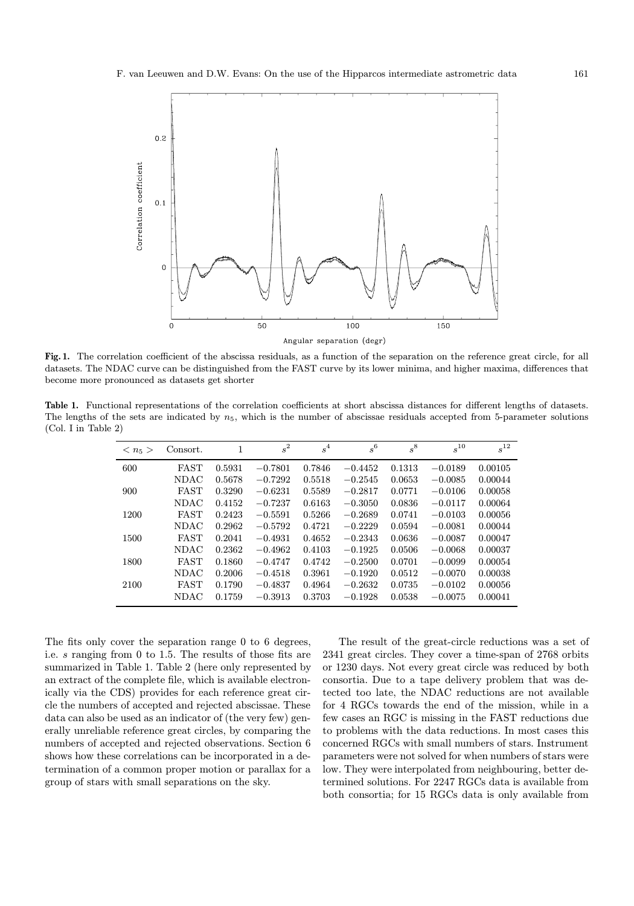**Fig. 1.** The correlation coefficient of the abscissa residuals, as a function of the separation on the reference great circle, for all datasets. The NDAC curve can be distinguished from the FAST curve by its lower minima, and higher maxima, differences that become more pronounced as datasets get shorter

**Table 1.** Functional representations of the correlation coefficients at short abscissa distances for different lengths of datasets. The lengths of the sets are indicated by $n_5$, which is the number of abscissae residuals accepted from 5-parameter solutions (Col. I in Table 2)

| $< n_5 >$ | Consort. | 1 | $s^2$ | $s^4$ | $s^6$ | $s^8$ | $s^{10}$ | $s^{12}$ |
|---|---|---|---|---|---|---|---|---|
| 600 | FAST | 0.5931 | −0.7801 | 0.7846 | −0.4452 | 0.1313 | −0.0189 | 0.00105 |
| | NDAC | 0.5678 | −0.7292 | 0.5518 | −0.2545 | 0.0653 | −0.0085 | 0.00044 |
| 900 | FAST | 0.3290 | −0.6231 | 0.5589 | −0.2817 | 0.0771 | −0.0106 | 0.00058 |
| | NDAC | 0.4152 | −0.7237 | 0.6163 | −0.3050 | 0.0836 | −0.0117 | 0.00064 |
| 1200 | FAST | 0.2423 | −0.5591 | 0.5266 | −0.2689 | 0.0741 | −0.0103 | 0.00056 |
| | NDAC | 0.2962 | −0.5792 | 0.4721 | −0.2229 | 0.0594 | −0.0081 | 0.00044 |
| 1500 | FAST | 0.2041 | −0.4931 | 0.4652 | −0.2343 | 0.0636 | −0.0087 | 0.00047 |
| | NDAC | 0.2362 | −0.4962 | 0.4103 | −0.1925 | 0.0506 | −0.0068 | 0.00037 |
| 1800 | FAST | 0.1860 | −0.4747 | 0.4742 | −0.2500 | 0.0701 | −0.0099 | 0.00054 |
| | NDAC | 0.2006 | −0.4518 | 0.3961 | −0.1920 | 0.0512 | −0.0070 | 0.00038 |
| 2100 | FAST | 0.1790 | −0.4837 | 0.4964 | −0.2632 | 0.0735 | −0.0102 | 0.00056 |
| | NDAC | 0.1759 | −0.3913 | 0.3703 | −0.1928 | 0.0538 | −0.0075 | 0.00041 |

The fits only cover the separation range 0 to 6 degrees, i.e. $s$ ranging from 0 to 1.5. The results of those fits are summarized in Table 1. Table 2 (here only represented by an extract of the complete file, which is available electronically via the CDS) provides for each reference great circle the numbers of accepted and rejected abscissae. These data can also be used as an indicator of (the very few) generally unreliable reference great circles, by comparing the numbers of accepted and rejected observations. Section 6 shows how these correlations can be incorporated in a determination of a common proper motion or parallax for a group of stars with small separations on the sky.

The result of the great-circle reductions was a set of 2341 great circles. They cover a time-span of 2768 orbits or 1230 days. Not every great circle was reduced by both consortia. Due to a tape delivery problem that was detected too late, the NDAC reductions are not available for 4 RGCs towards the end of the mission, while in a few cases an RGC is missing in the FAST reductions due to problems with the data reductions. In most cases this concerned RGCs with small numbers of stars. Instrument parameters were not solved for when numbers of stars were low. They were interpolated from neighbouring, better determined solutions. For 2247 RGCs data is available from both consortia; for 15 RGCs data is only available from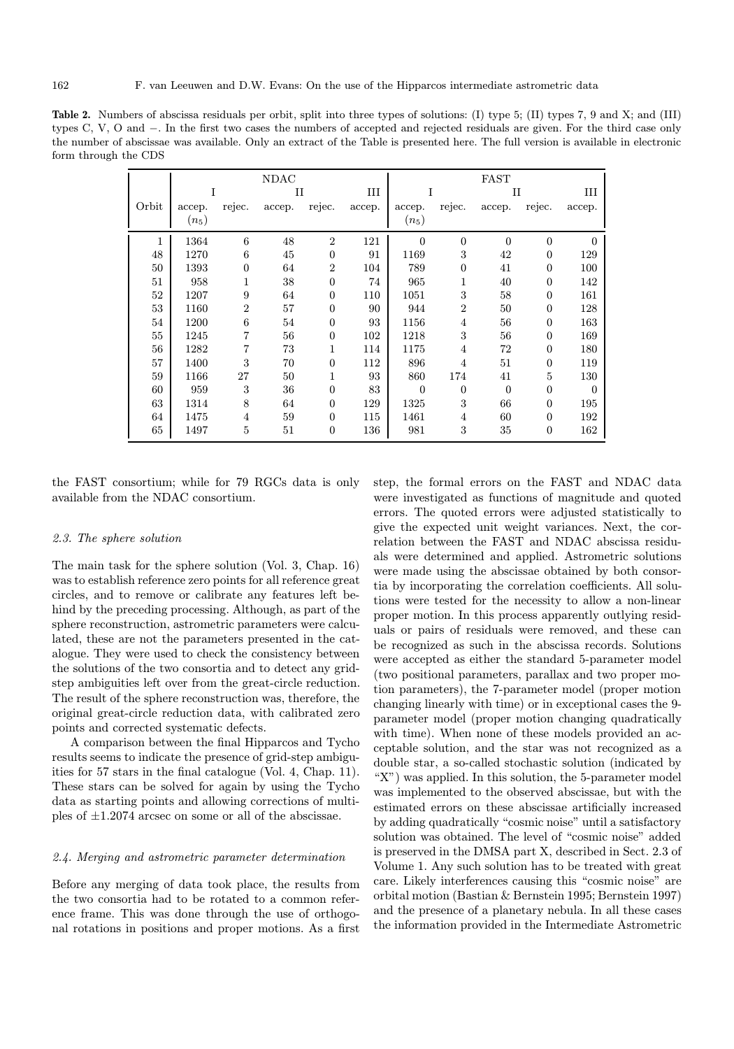**Table 2.** Numbers of abscissa residuals per orbit, split into three types of solutions: (I) type 5; (II) types 7, 9 and X; and (III) types C, V, O and −. In the first two cases the numbers of accepted and rejected residuals are given. For the third case only the number of abscissae was available. Only an extract of the Table is presented here. The full version is available in electronic form through the CDS

| | NDAC | | | | | FAST | | | | |
|---|---|---|---|---|---|---|---|---|---|---|
| | I | | II | | III | I | | II | | III |
| Orbit | accep. ($n_5$) | rejec. | accep. | rejec. | accep. | accep. ($n_5$) | rejec. | accep. | rejec. | accep. |
| 1 | 1364 | 6 | 48 | 2 | 121 | 0 | 0 | 0 | 0 | 0 |
| 48 | 1270 | 6 | 45 | 0 | 91 | 1169 | 3 | 42 | 0 | 129 |
| 50 | 1393 | 0 | 64 | 2 | 104 | 789 | 0 | 41 | 0 | 100 |
| 51 | 958 | 1 | 38 | 0 | 74 | 965 | 1 | 40 | 0 | 142 |
| 52 | 1207 | 9 | 64 | 0 | 110 | 1051 | 3 | 58 | 0 | 161 |
| 53 | 1160 | 2 | 57 | 0 | 90 | 944 | 2 | 50 | 0 | 128 |
| 54 | 1200 | 6 | 54 | 0 | 93 | 1156 | 4 | 56 | 0 | 163 |
| 55 | 1245 | 7 | 56 | 0 | 102 | 1218 | 3 | 56 | 0 | 169 |
| 56 | 1282 | 7 | 73 | 1 | 114 | 1175 | 4 | 72 | 0 | 180 |
| 57 | 1400 | 3 | 70 | 0 | 112 | 896 | 4 | 51 | 0 | 119 |
| 59 | 1166 | 27 | 50 | 1 | 93 | 860 | 174 | 41 | 5 | 130 |
| 60 | 959 | 3 | 36 | 0 | 83 | 0 | 0 | 0 | 0 | 0 |
| 63 | 1314 | 8 | 64 | 0 | 129 | 1325 | 3 | 66 | 0 | 195 |
| 64 | 1475 | 4 | 59 | 0 | 115 | 1461 | 4 | 60 | 0 | 192 |
| 65 | 1497 | 5 | 51 | 0 | 136 | 981 | 3 | 35 | 0 | 162 |

the FAST consortium; while for 79 RGCs data is only available from the NDAC consortium.

### 2.3. The sphere solution

The main task for the sphere solution (Vol. 3, Chap. 16) was to establish reference zero points for all reference great circles, and to remove or calibrate any features left behind by the preceding processing. Although, as part of the sphere reconstruction, astrometric parameters were calculated, these are not the parameters presented in the catalogue. They were used to check the consistency between the solutions of the two consortia and to detect any grid-step ambiguities left over from the great-circle reduction. The result of the sphere reconstruction was, therefore, the original great-circle reduction data, with calibrated zero points and corrected systematic defects.

A comparison between the final Hipparcos and Tycho results seems to indicate the presence of grid-step ambiguities for 57 stars in the final catalogue (Vol. 4, Chap. 11). These stars can be solved for again by using the Tycho data as starting points and allowing corrections of multiples of $\pm 1.2074$ arcsec on some or all of the abscissae.

### 2.4. Merging and astrometric parameter determination

Before any merging of data took place, the results from the two consortia had to be rotated to a common reference frame. This was done through the use of orthogonal rotations in positions and proper motions. As a first step, the formal errors on the FAST and NDAC data were investigated as functions of magnitude and quoted errors. The quoted errors were adjusted statistically to give the expected unit weight variances. Next, the correlation between the FAST and NDAC abscissa residuals were determined and applied. Astrometric solutions were made using the abscissae obtained by both consortia by incorporating the correlation coefficients. All solutions were tested for the necessity to allow a non-linear proper motion. In this process apparently outlying residuals or pairs of residuals were removed, and these can be recognized as such in the abscissa records. Solutions were accepted as either the standard 5-parameter model (two positional parameters, parallax and two proper motion parameters), the 7-parameter model (proper motion changing linearly with time) or in exceptional cases the 9-parameter model (proper motion changing quadratically with time). When none of these models provided an acceptable solution, and the star was not recognized as a double star, a so-called stochastic solution (indicated by "X") was applied. In this solution, the 5-parameter model was implemented to the observed abscissae, but with the estimated errors on these abscissae artificially increased by adding quadratically "cosmic noise" until a satisfactory solution was obtained. The level of "cosmic noise" added is preserved in the DMSA part X, described in Sect. 2.3 of Volume 1. Any such solution has to be treated with great care. Likely interferences causing this "cosmic noise" are orbital motion (Bastian & Bernstein 1995; Bernstein 1997) and the presence of a planetary nebula. In all these cases the information provided in the Intermediate Astrometric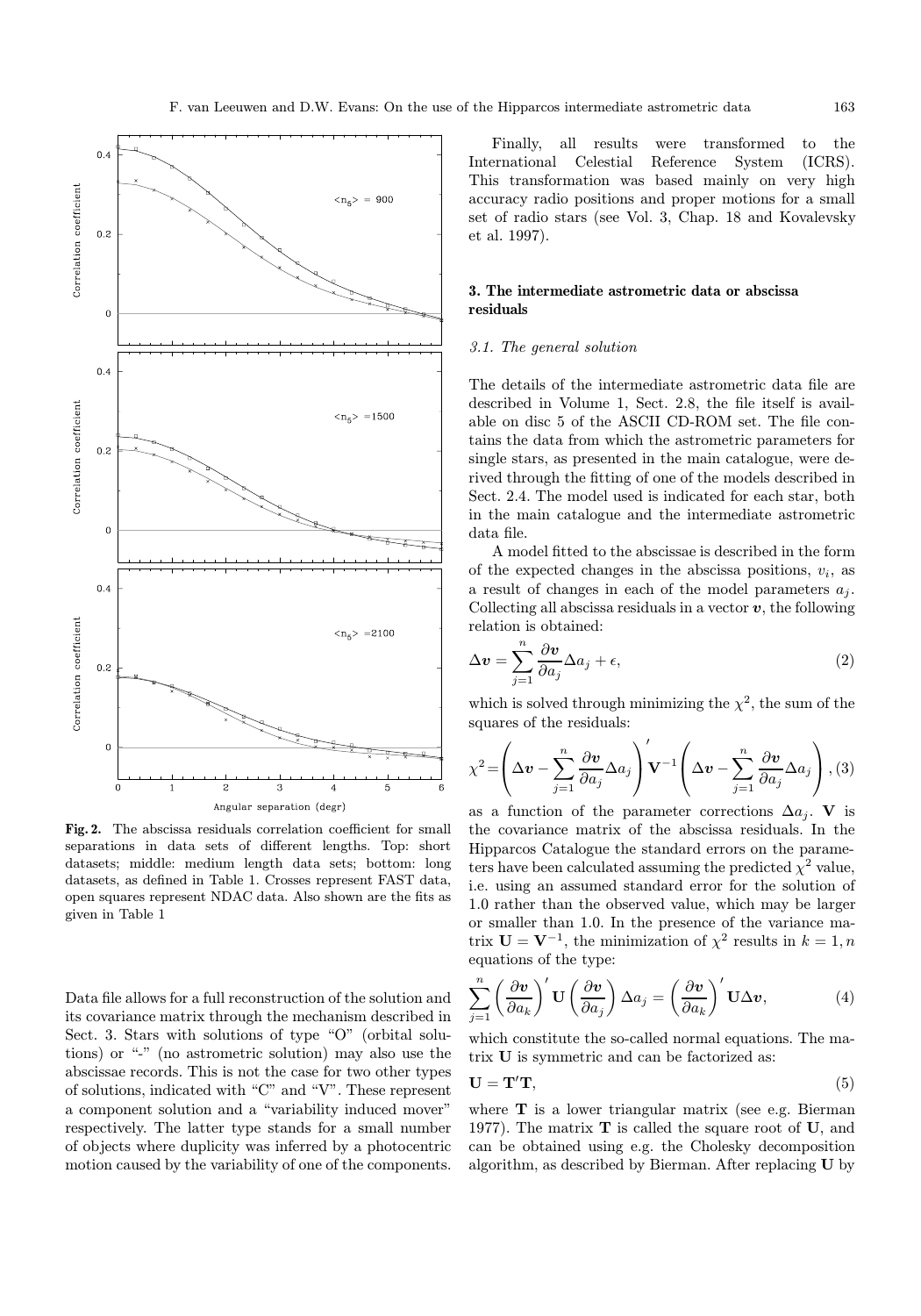Fig. 2. The abscissa residuals correlation coefficient for small separations in data sets of different lengths. Top: short datasets; middle: medium length data sets; bottom: long datasets, as defined in Table 1. Crosses represent FAST data, open squares represent NDAC data. Also shown are the fits as given in Table 1

Data file allows for a full reconstruction of the solution and its covariance matrix through the mechanism described in Sect. 3. Stars with solutions of type "O" (orbital solutions) or "-" (no astrometric solution) may also use the abscissae records. This is not the case for two other types of solutions, indicated with "C" and "V". These represent a component solution and a "variability induced mover" respectively. The latter type stands for a small number of objects where duplicity was inferred by a photocentric motion caused by the variability of one of the components.

Finally, all results were transformed to the International Celestial Reference System (ICRS). This transformation was based mainly on very high accuracy radio positions and proper motions for a small set of radio stars (see Vol. 3, Chap. 18 and Kovalevsky et al. 1997).

## 3. The intermediate astrometric data or abscissa residuals

### 3.1. The general solution

The details of the intermediate astrometric data file are described in Volume 1, Sect. 2.8, the file itself is available on disc 5 of the ASCII CD-ROM set. The file contains the data from which the astrometric parameters for single stars, as presented in the main catalogue, were derived through the fitting of one of the models described in Sect. 2.4. The model used is indicated for each star, both in the main catalogue and the intermediate astrometric data file.

A model fitted to the abscissae is described in the form of the expected changes in the abscissa positions, $v_i$, as a result of changes in each of the model parameters $a_j$. Collecting all abscissa residuals in a vector $\boldsymbol{v}$, the following relation is obtained:

$$\Delta\boldsymbol{v} = \sum_{j=1}^{n} \frac{\partial \boldsymbol{v}}{\partial a_j} \Delta a_j + \epsilon, \tag{2}$$

which is solved through minimizing the $\chi^2$, the sum of the squares of the residuals:

$$\chi^2 = \left( \Delta\boldsymbol{v} - \sum_{j=1}^{n} \frac{\partial \boldsymbol{v}}{\partial a_j} \Delta a_j \right)' \mathbf{V}^{-1} \left( \Delta\boldsymbol{v} - \sum_{j=1}^{n} \frac{\partial \boldsymbol{v}}{\partial a_j} \Delta a_j \right), \tag{3}$$

as a function of the parameter corrections $\Delta a_j$. $\mathbf{V}$ is the covariance matrix of the abscissa residuals. In the Hipparcos Catalogue the standard errors on the parameters have been calculated assuming the predicted $\chi^2$ value, i.e. using an assumed standard error for the solution of 1.0 rather than the observed value, which may be larger or smaller than 1.0. In the presence of the variance matrix $\mathbf{U} = \mathbf{V}^{-1}$, the minimization of $\chi^2$ results in $k = 1, n$ equations of the type:

$$\sum_{j=1}^{n} \left( \frac{\partial \boldsymbol{v}}{\partial a_k} \right)' \mathbf{U} \left( \frac{\partial \boldsymbol{v}}{\partial a_j} \right) \Delta a_j = \left( \frac{\partial \boldsymbol{v}}{\partial a_k} \right)' \mathbf{U} \Delta\boldsymbol{v}, \tag{4}$$

which constitute the so-called normal equations. The matrix $\mathbf{U}$ is symmetric and can be factorized as:

$$\mathbf{U} = \mathbf{T}'\mathbf{T}, \tag{5}$$

where $\mathbf{T}$ is a lower triangular matrix (see e.g. Bierman 1977). The matrix $\mathbf{T}$ is called the square root of $\mathbf{U}$, and can be obtained using e.g. the Cholesky decomposition algorithm, as described by Bierman. After replacing $\mathbf{U}$ by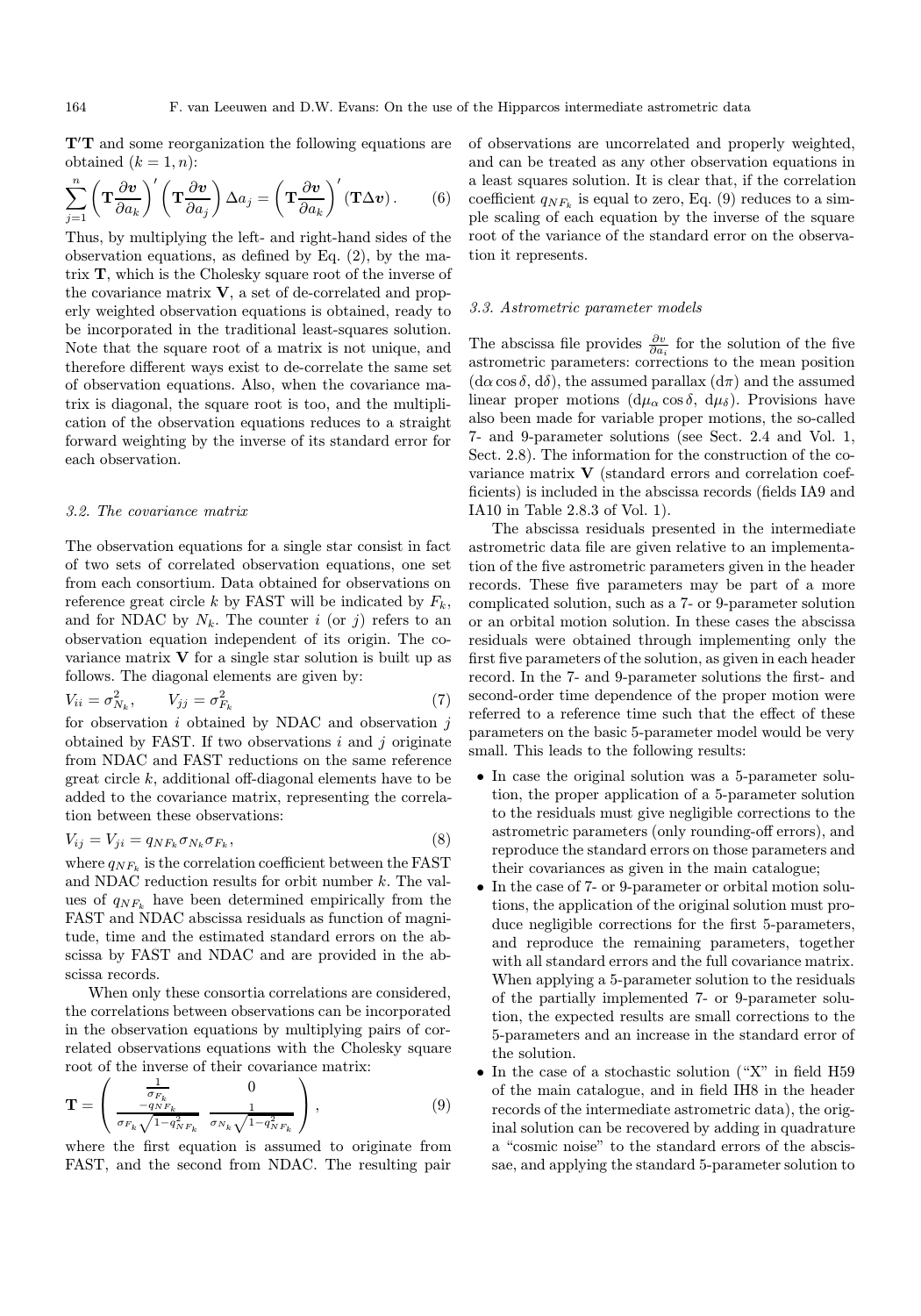$\mathbf{T}'\mathbf{T}$ and some reorganization the following equations are obtained ($k = 1, n$):

$$\sum_{j=1}^{n} \left(\mathbf{T}\frac{\partial \boldsymbol{v}}{\partial a_k}\right)' \left(\mathbf{T}\frac{\partial \boldsymbol{v}}{\partial a_j}\right) \Delta a_j = \left(\mathbf{T}\frac{\partial \boldsymbol{v}}{\partial a_k}\right)' (\mathbf{T}\Delta \boldsymbol{v}). \qquad (6)$$

Thus, by multiplying the left- and right-hand sides of the observation equations, as defined by Eq. (2), by the matrix $\mathbf{T}$, which is the Cholesky square root of the inverse of the covariance matrix $\mathbf{V}$, a set of de-correlated and properly weighted observation equations is obtained, ready to be incorporated in the traditional least-squares solution. Note that the square root of a matrix is not unique, and therefore different ways exist to de-correlate the same set of observation equations. Also, when the covariance matrix is diagonal, the square root is too, and the multiplication of the observation equations reduces to a straight forward weighting by the inverse of its standard error for each observation.

### 3.2. The covariance matrix

The observation equations for a single star consist in fact of two sets of correlated observation equations, one set from each consortium. Data obtained for observations on reference great circle $k$ by FAST will be indicated by $F_k$, and for NDAC by $N_k$. The counter $i$ (or $j$) refers to an observation equation independent of its origin. The covariance matrix $\mathbf{V}$ for a single star solution is built up as follows. The diagonal elements are given by:

$$V_{ii} = \sigma^2_{N_k}, \qquad V_{jj} = \sigma^2_{F_k} \qquad (7)$$

for observation $i$ obtained by NDAC and observation $j$ obtained by FAST. If two observations $i$ and $j$ originate from NDAC and FAST reductions on the same reference great circle $k$, additional off-diagonal elements have to be added to the covariance matrix, representing the correlation between these observations:

$$V_{ij} = V_{ji} = q_{NF_k}\sigma_{N_k}\sigma_{F_k}, \qquad (8)$$

where $q_{NF_k}$ is the correlation coefficient between the FAST and NDAC reduction results for orbit number $k$. The values of $q_{NF_k}$ have been determined empirically from the FAST and NDAC abscissa residuals as function of magnitude, time and the estimated standard errors on the abscissa by FAST and NDAC and are provided in the abscissa records.

When only these consortia correlations are considered, the correlations between observations can be incorporated in the observation equations by multiplying pairs of correlated observations equations with the Cholesky square root of the inverse of their covariance matrix:

$$\mathbf{T} = \begin{pmatrix} \frac{1}{\sigma_{F_k}} & 0 \\ \frac{-q_{NF_k}}{\sigma_{F_k}\sqrt{1-q^2_{NF_k}}} & \frac{1}{\sigma_{N_k}\sqrt{1-q^2_{NF_k}}} \end{pmatrix}, \qquad (9)$$

where the first equation is assumed to originate from FAST, and the second from NDAC. The resulting pair of observations are uncorrelated and properly weighted, and can be treated as any other observation equations in a least squares solution. It is clear that, if the correlation coefficient $q_{NF_k}$ is equal to zero, Eq. (9) reduces to a simple scaling of each equation by the inverse of the square root of the variance of the standard error on the observation it represents.

### 3.3. Astrometric parameter models

The abscissa file provides $\frac{\partial v}{\partial a_i}$ for the solution of the five astrometric parameters: corrections to the mean position ($\mathrm{d}\alpha\cos\delta$, $\mathrm{d}\delta$), the assumed parallax ($\mathrm{d}\pi$) and the assumed linear proper motions ($\mathrm{d}\mu_\alpha\cos\delta$, $\mathrm{d}\mu_\delta$). Provisions have also been made for variable proper motions, the so-called 7- and 9-parameter solutions (see Sect. 2.4 and Vol. 1, Sect. 2.8). The information for the construction of the covariance matrix $\mathbf{V}$ (standard errors and correlation coefficients) is included in the abscissa records (fields IA9 and IA10 in Table 2.8.3 of Vol. 1).

The abscissa residuals presented in the intermediate astrometric data file are given relative to an implementation of the five astrometric parameters given in the header records. These five parameters may be part of a more complicated solution, such as a 7- or 9-parameter solution or an orbital motion solution. In these cases the abscissa residuals were obtained through implementing only the first five parameters of the solution, as given in each header record. In the 7- and 9-parameter solutions the first- and second-order time dependence of the proper motion were referred to a reference time such that the effect of these parameters on the basic 5-parameter model would be very small. This leads to the following results:

- In case the original solution was a 5-parameter solution, the proper application of a 5-parameter solution to the residuals must give negligible corrections to the astrometric parameters (only rounding-off errors), and reproduce the standard errors on those parameters and their covariances as given in the main catalogue;
- In the case of 7- or 9-parameter or orbital motion solutions, the application of the original solution must produce negligible corrections for the first 5-parameters, and reproduce the remaining parameters, together with all standard errors and the full covariance matrix. When applying a 5-parameter solution to the residuals of the partially implemented 7- or 9-parameter solution, the expected results are small corrections to the 5-parameters and an increase in the standard error of the solution.
- In the case of a stochastic solution ("X" in field H59 of the main catalogue, and in field IH8 in the header records of the intermediate astrometric data), the original solution can be recovered by adding in quadrature a "cosmic noise" to the standard errors of the abscissae, and applying the standard 5-parameter solution to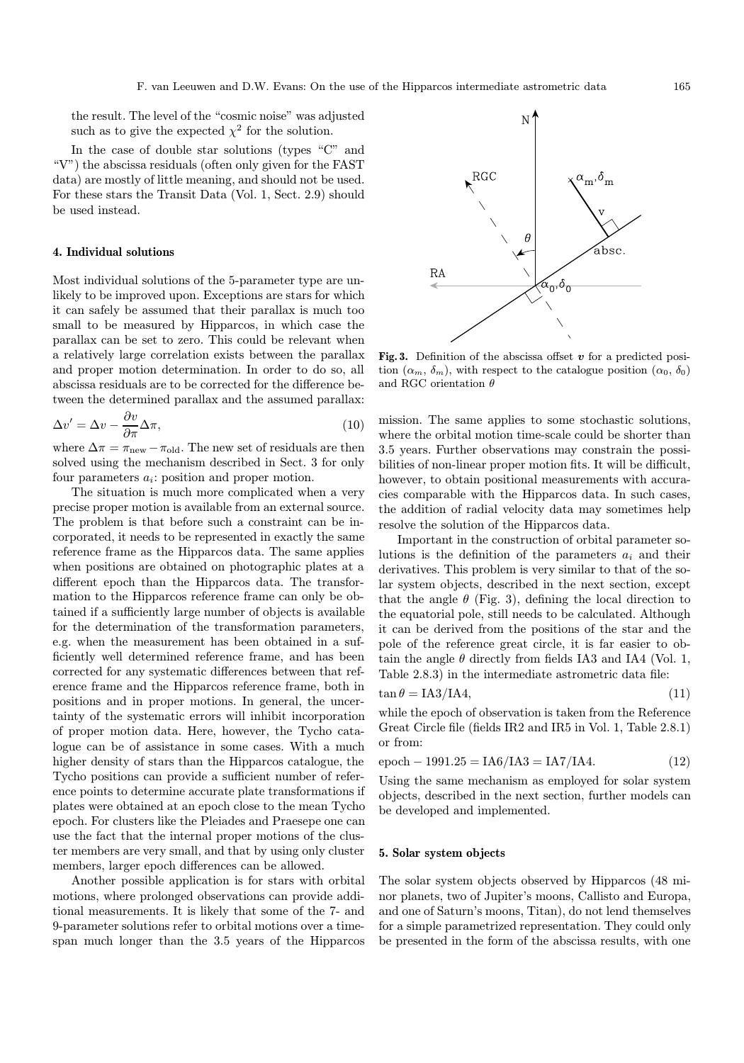the result. The level of the "cosmic noise" was adjusted such as to give the expected $\chi^2$ for the solution.

In the case of double star solutions (types "C" and "V") the abscissa residuals (often only given for the FAST data) are mostly of little meaning, and should not be used. For these stars the Transit Data (Vol. 1, Sect. 2.9) should be used instead.

## 4. Individual solutions

Most individual solutions of the 5-parameter type are unlikely to be improved upon. Exceptions are stars for which it can safely be assumed that their parallax is much too small to be measured by Hipparcos, in which case the parallax can be set to zero. This could be relevant when a relatively large correlation exists between the parallax and proper motion determination. In order to do so, all abscissa residuals are to be corrected for the difference between the determined parallax and the assumed parallax:

$$\Delta v' = \Delta v - \frac{\partial v}{\partial \pi} \Delta\pi, \tag{10}$$

where $\Delta\pi = \pi_{\text{new}} - \pi_{\text{old}}$. The new set of residuals are then solved using the mechanism described in Sect. 3 for only four parameters $a_i$: position and proper motion.

The situation is much more complicated when a very precise proper motion is available from an external source. The problem is that before such a constraint can be incorporated, it needs to be represented in exactly the same reference frame as the Hipparcos data. The same applies when positions are obtained on photographic plates at a different epoch than the Hipparcos data. The transformation to the Hipparcos reference frame can only be obtained if a sufficiently large number of objects is available for the determination of the transformation parameters, e.g. when the measurement has been obtained in a sufficiently well determined reference frame, and has been corrected for any systematic differences between that reference frame and the Hipparcos reference frame, both in positions and in proper motions. In general, the uncertainty of the systematic errors will inhibit incorporation of proper motion data. Here, however, the Tycho catalogue can be of assistance in some cases. With a much higher density of stars than the Hipparcos catalogue, the Tycho positions can provide a sufficient number of reference points to determine accurate plate transformations if plates were obtained at an epoch close to the mean Tycho epoch. For clusters like the Pleiades and Praesepe one can use the fact that the internal proper motions of the cluster members are very small, and that by using only cluster members, larger epoch differences can be allowed.

Another possible application is for stars with orbital motions, where prolonged observations can provide additional measurements. It is likely that some of the 7- and 9-parameter solutions refer to orbital motions over a timespan much longer than the 3.5 years of the Hipparcos mission. The same applies to some stochastic solutions, where the orbital motion time-scale could be shorter than 3.5 years. Further observations may constrain the possibilities of non-linear proper motion fits. It will be difficult, however, to obtain positional measurements with accuracies comparable with the Hipparcos data. In such cases, the addition of radial velocity data may sometimes help resolve the solution of the Hipparcos data.

**Fig. 3.** Definition of the abscissa offset $\boldsymbol{v}$ for a predicted position ($\alpha_m$, $\delta_m$), with respect to the catalogue position ($\alpha_0$, $\delta_0$) and RGC orientation $\theta$

Important in the construction of orbital parameter solutions is the definition of the parameters $a_i$ and their derivatives. This problem is very similar to that of the solar system objects, described in the next section, except that the angle $\theta$ (Fig. 3), defining the local direction to the equatorial pole, still needs to be calculated. Although it can be derived from the positions of the star and the pole of the reference great circle, it is far easier to obtain the angle $\theta$ directly from fields IA3 and IA4 (Vol. 1, Table 2.8.3) in the intermediate astrometric data file:

$$\tan\theta = \text{IA3}/\text{IA4}, \tag{11}$$

while the epoch of observation is taken from the Reference Great Circle file (fields IR2 and IR5 in Vol. 1, Table 2.8.1) or from:

$$\text{epoch} - 1991.25 = \text{IA6}/\text{IA3} = \text{IA7}/\text{IA4}. \tag{12}$$

Using the same mechanism as employed for solar system objects, described in the next section, further models can be developed and implemented.

## 5. Solar system objects

The solar system objects observed by Hipparcos (48 minor planets, two of Jupiter's moons, Callisto and Europa, and one of Saturn's moons, Titan), do not lend themselves for a simple parametrized representation. They could only be presented in the form of the abscissa results, with one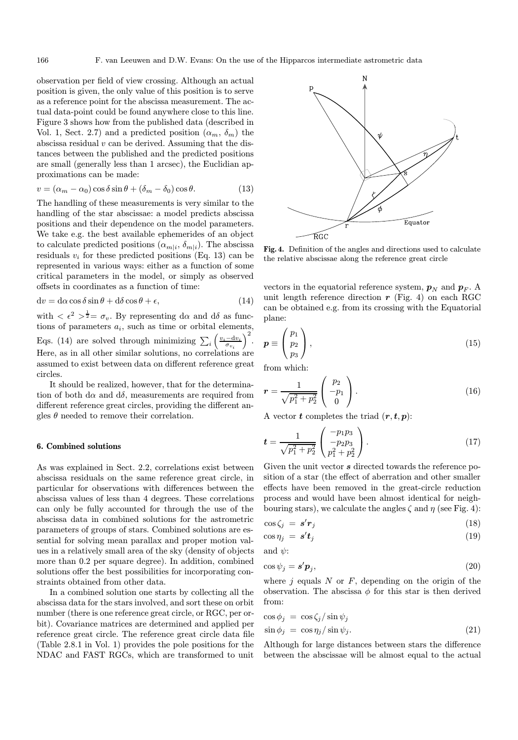observation per field of view crossing. Although an actual position is given, the only value of this position is to serve as a reference point for the abscissa measurement. The actual data-point could be found anywhere close to this line. Figure 3 shows how from the published data (described in Vol. 1, Sect. 2.7) and a predicted position $(\alpha_m, \delta_m)$ the abscissa residual $v$ can be derived. Assuming that the distances between the published and the predicted positions are small (generally less than 1 arcsec), the Euclidian approximations can be made:

$$v = (\alpha_m - \alpha_0)\cos\delta\sin\theta + (\delta_m - \delta_0)\cos\theta. \tag{13}$$

The handling of these measurements is very similar to the handling of the star abscissae: a model predicts abscissa positions and their dependence on the model parameters. We take e.g. the best available ephemerides of an object to calculate predicted positions $(\alpha_{m|i}, \delta_{m|i})$. The abscissa residuals $v_i$ for these predicted positions (Eq. 13) can be represented in various ways: either as a function of some critical parameters in the model, or simply as observed offsets in coordinates as a function of time:

$$\mathrm{d}v = \mathrm{d}\alpha\cos\delta\sin\theta + \mathrm{d}\delta\cos\theta + \epsilon, \tag{14}$$

with $<\epsilon^2>^{\frac{1}{2}} = \sigma_v$. By representing $\mathrm{d}\alpha$ and $\mathrm{d}\delta$ as functions of parameters $a_i$, such as time or orbital elements, Eqs. (14) are solved through minimizing $\sum_i \left(\frac{v_i - \mathrm{d}v_i}{\sigma_{v_i}}\right)^2$. Here, as in all other similar solutions, no correlations are assumed to exist between data on different reference great circles.

It should be realized, however, that for the determination of both $\mathrm{d}\alpha$ and $\mathrm{d}\delta$, measurements are required from different reference great circles, providing the different angles $\theta$ needed to remove their correlation.

## 6. Combined solutions

As was explained in Sect. 2.2, correlations exist between abscissa residuals on the same reference great circle, in particular for observations with differences between the abscissa values of less than 4 degrees. These correlations can only be fully accounted for through the use of the abscissa data in combined solutions for the astrometric parameters of groups of stars. Combined solutions are essential for solving mean parallax and proper motion values in a relatively small area of the sky (density of objects more than 0.2 per square degree). In addition, combined solutions offer the best possibilities for incorporating constraints obtained from other data.

In a combined solution one starts by collecting all the abscissa data for the stars involved, and sort these on orbit number (there is one reference great circle, or RGC, per orbit). Covariance matrices are determined and applied per reference great circle. The reference great circle data file (Table 2.8.1 in Vol. 1) provides the pole positions for the NDAC and FAST RGCs, which are transformed to unit vectors in the equatorial reference system, $\boldsymbol{p}_N$ and $\boldsymbol{p}_F$. A unit length reference direction $\boldsymbol{r}$ (Fig. 4) on each RGC can be obtained e.g. from its crossing with the Equatorial plane:

**Fig. 4.** Definition of the angles and directions used to calculate the relative abscissae along the reference great circle

$$\boldsymbol{p} \equiv \begin{pmatrix} p_1 \\ p_2 \\ p_3 \end{pmatrix}, \tag{15}$$

from which:

$$\boldsymbol{r} = \frac{1}{\sqrt{p_1^2 + p_2^2}} \begin{pmatrix} p_2 \\ -p_1 \\ 0 \end{pmatrix}. \tag{16}$$

A vector $\boldsymbol{t}$ completes the triad $(\boldsymbol{r}, \boldsymbol{t}, \boldsymbol{p})$:

$$\boldsymbol{t} = \frac{1}{\sqrt{p_1^2 + p_2^2}} \begin{pmatrix} -p_1 p_3 \\ -p_2 p_3 \\ p_1^2 + p_2^2 \end{pmatrix}. \tag{17}$$

Given the unit vector $\boldsymbol{s}$ directed towards the reference position of a star (the effect of aberration and other smaller effects have been removed in the great-circle reduction process and would have been almost identical for neighbouring stars), we calculate the angles $\zeta$ and $\eta$ (see Fig. 4):

$$\cos\zeta_j = \boldsymbol{s}'\boldsymbol{r}_j \tag{18}$$

$$\cos\eta_j = \boldsymbol{s}'\boldsymbol{t}_j \tag{19}$$

and $\psi$:

$$\cos\psi_j = \boldsymbol{s}'\boldsymbol{p}_j, \tag{20}$$

where $j$ equals $N$ or $F$, depending on the origin of the observation. The abscissa $\phi$ for this star is then derived from:

$$\begin{aligned} \cos\phi_j &= \cos\zeta_j / \sin\psi_j \\ \sin\phi_j &= \cos\eta_j / \sin\psi_j. \end{aligned} \tag{21}$$

Although for large distances between stars the difference between the abscissae will be almost equal to the actual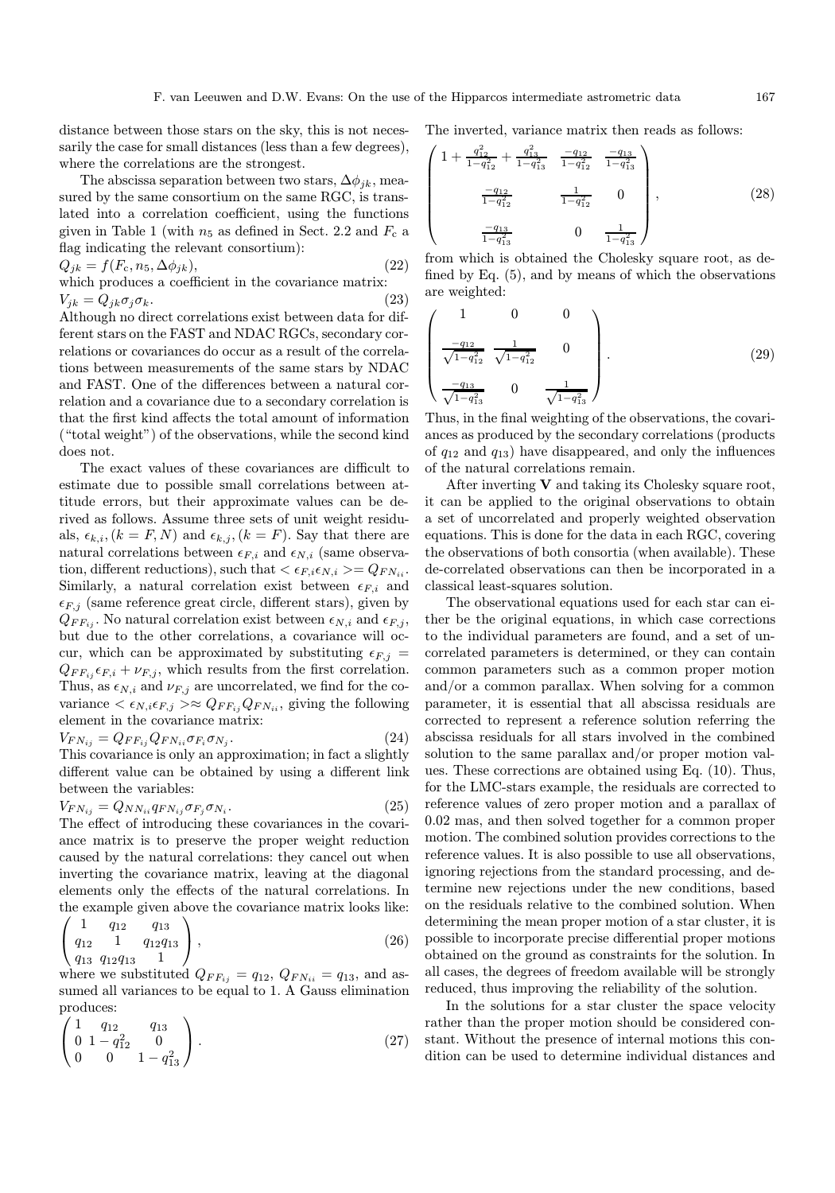distance between those stars on the sky, this is not necessarily the case for small distances (less than a few degrees), where the correlations are the strongest.

The abscissa separation between two stars, $\Delta\phi_{jk}$, measured by the same consortium on the same RGC, is translated into a correlation coefficient, using the functions given in Table 1 (with $n_5$ as defined in Sect. 2.2 and $F_c$ a flag indicating the relevant consortium):

$$Q_{jk} = f(F_c, n_5, \Delta\phi_{jk}), \tag{22}$$

which produces a coefficient in the covariance matrix:

$$V_{jk} = Q_{jk}\sigma_j\sigma_k. \tag{23}$$

Although no direct correlations exist between data for different stars on the FAST and NDAC RGCs, secondary correlations or covariances do occur as a result of the correlations between measurements of the same stars by NDAC and FAST. One of the differences between a natural correlation and a covariance due to a secondary correlation is that the first kind affects the total amount of information ("total weight") of the observations, while the second kind does not.

The exact values of these covariances are difficult to estimate due to possible small correlations between attitude errors, but their approximate values can be derived as follows. Assume three sets of unit weight residuals, $\epsilon_{k,i}, (k = F, N)$ and $\epsilon_{k,j}, (k = F)$. Say that there are natural correlations between $\epsilon_{F,i}$ and $\epsilon_{N,i}$ (same observation, different reductions), such that $<\epsilon_{F,i}\epsilon_{N,i}>= Q_{FN_{ii}}$. Similarly, a natural correlation exist between $\epsilon_{F,i}$ and $\epsilon_{F,j}$ (same reference great circle, different stars), given by $Q_{FF_{ij}}$. No natural correlation exist between $\epsilon_{N,i}$ and $\epsilon_{F,j}$, but due to the other correlations, a covariance will occur, which can be approximated by substituting $\epsilon_{F,j} = Q_{FF_{ij}}\epsilon_{F,i} + \nu_{F,j}$, which results from the first correlation. Thus, as $\epsilon_{N,i}$ and $\nu_{F,j}$ are uncorrelated, we find for the covariance $<\epsilon_{N,i}\epsilon_{F,j}>\approx Q_{FF_{ij}}Q_{FN_{ii}}$, giving the following element in the covariance matrix:

$$V_{FN_{ij}} = Q_{FF_{ij}}Q_{FN_{ii}}\sigma_{F_i}\sigma_{N_j}. \tag{24}$$

This covariance is only an approximation; in fact a slightly different value can be obtained by using a different link between the variables:

$$V_{FN_{ij}} = Q_{NN_{ii}}q_{FN_{ij}}\sigma_{F_j}\sigma_{N_i}. \tag{25}$$

The effect of introducing these covariances in the covariance matrix is to preserve the proper weight reduction caused by the natural correlations: they cancel out when inverting the covariance matrix, leaving at the diagonal elements only the effects of the natural correlations. In the example given above the covariance matrix looks like:

$$\begin{pmatrix} 1 & q_{12} & q_{13} \\ q_{12} & 1 & q_{12}q_{13} \\ q_{13} & q_{12}q_{13} & 1 \end{pmatrix}, \tag{26}$$

where we substituted $Q_{FF_{ij}} = q_{12}$, $Q_{FN_{ii}} = q_{13}$, and assumed all variances to be equal to 1. A Gauss elimination produces:

$$\begin{pmatrix} 1 & q_{12} & q_{13} \\ 0 & 1-q_{12}^2 & 0 \\ 0 & 0 & 1-q_{13}^2 \end{pmatrix}. \tag{27}$$

The inverted, variance matrix then reads as follows:

$$\begin{pmatrix} 1+\frac{q_{12}^2}{1-q_{12}^2}+\frac{q_{13}^2}{1-q_{13}^2} & \frac{-q_{12}}{1-q_{12}^2} & \frac{-q_{13}}{1-q_{13}^2} \\ \frac{-q_{12}}{1-q_{12}^2} & \frac{1}{1-q_{12}^2} & 0 \\ \frac{-q_{13}}{1-q_{13}^2} & 0 & \frac{1}{1-q_{13}^2} \end{pmatrix}, \tag{28}$$

from which is obtained the Cholesky square root, as defined by Eq. (5), and by means of which the observations are weighted:

$$\begin{pmatrix} 1 & 0 & 0 \\ \frac{-q_{12}}{\sqrt{1-q_{12}^2}} & \frac{1}{\sqrt{1-q_{12}^2}} & 0 \\ \frac{-q_{13}}{\sqrt{1-q_{13}^2}} & 0 & \frac{1}{\sqrt{1-q_{13}^2}} \end{pmatrix}. \tag{29}$$

Thus, in the final weighting of the observations, the covariances as produced by the secondary correlations (products of $q_{12}$ and $q_{13}$) have disappeared, and only the influences of the natural correlations remain.

After inverting $\mathbf{V}$ and taking its Cholesky square root, it can be applied to the original observations to obtain a set of uncorrelated and properly weighted observation equations. This is done for the data in each RGC, covering the observations of both consortia (when available). These de-correlated observations can then be incorporated in a classical least-squares solution.

The observational equations used for each star can either be the original equations, in which case corrections to the individual parameters are found, and a set of uncorrelated parameters is determined, or they can contain common parameters such as a common proper motion and/or a common parallax. When solving for a common parameter, it is essential that all abscissa residuals are corrected to represent a reference solution referring the abscissa residuals for all stars involved in the combined solution to the same parallax and/or proper motion values. These corrections are obtained using Eq. (10). Thus, for the LMC-stars example, the residuals are corrected to reference values of zero proper motion and a parallax of 0.02 mas, and then solved together for a common proper motion. The combined solution provides corrections to the reference values. It is also possible to use all observations, ignoring rejections from the standard processing, and determine new rejections under the new conditions, based on the residuals relative to the combined solution. When determining the mean proper motion of a star cluster, it is possible to incorporate precise differential proper motions obtained on the ground as constraints for the solution. In all cases, the degrees of freedom available will be strongly reduced, thus improving the reliability of the solution.

In the solutions for a star cluster the space velocity rather than the proper motion should be considered constant. Without the presence of internal motions this condition can be used to determine individual distances and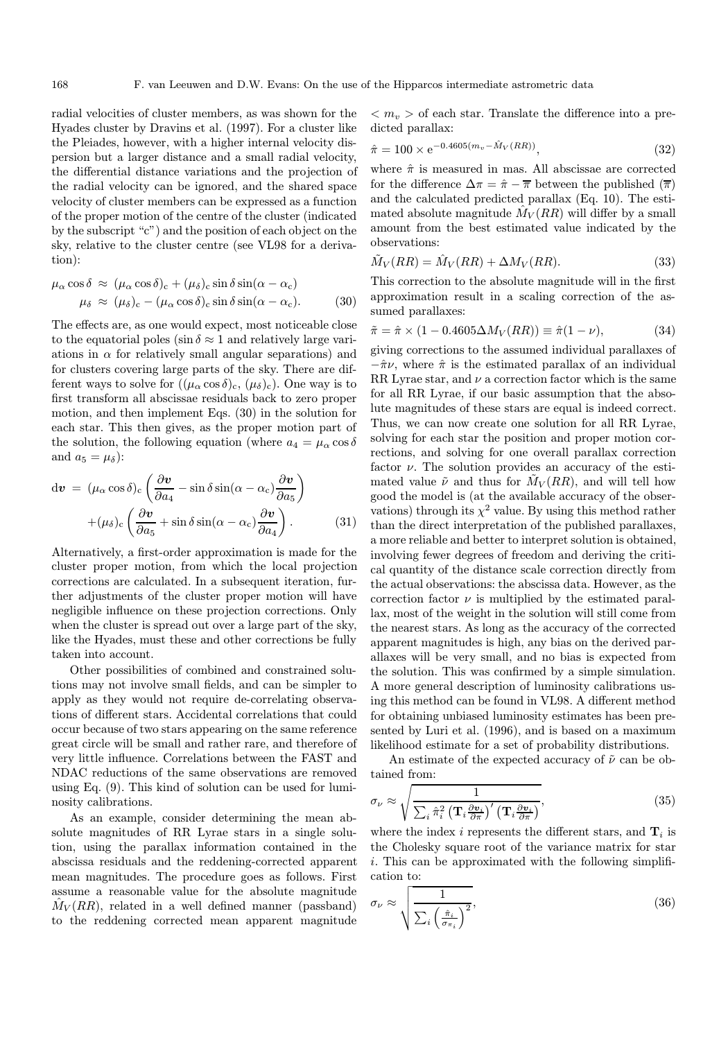radial velocities of cluster members, as was shown for the Hyades cluster by Dravins et al. (1997). For a cluster like the Pleiades, however, with a higher internal velocity dispersion but a larger distance and a small radial velocity, the differential distance variations and the projection of the radial velocity can be ignored, and the shared space velocity of cluster members can be expressed as a function of the proper motion of the centre of the cluster (indicated by the subscript "c") and the position of each object on the sky, relative to the cluster centre (see VL98 for a derivation):

$$
\begin{aligned}
\mu_\alpha \cos\delta &\approx (\mu_\alpha \cos\delta)_{\rm c} + (\mu_\delta)_{\rm c} \sin\delta \sin(\alpha - \alpha_{\rm c}) \\
\mu_\delta &\approx (\mu_\delta)_{\rm c} - (\mu_\alpha \cos\delta)_{\rm c} \sin\delta \sin(\alpha - \alpha_{\rm c}).
\end{aligned}
\tag{30}
$$

The effects are, as one would expect, most noticeable close to the equatorial poles ($\sin\delta \approx 1$ and relatively large variations in $\alpha$ for relatively small angular separations) and for clusters covering large parts of the sky. There are different ways to solve for $((\mu_\alpha \cos\delta)_{\rm c}, (\mu_\delta)_{\rm c})$. One way is to first transform all abscissae residuals back to zero proper motion, and then implement Eqs. (30) in the solution for each star. This then gives, as the proper motion part of the solution, the following equation (where $a_4 = \mu_\alpha \cos\delta$ and $a_5 = \mu_\delta$):

$$
\begin{aligned}
\mathrm{d}\boldsymbol{v} = &(\mu_\alpha \cos\delta)_{\rm c} \left( \frac{\partial \boldsymbol{v}}{\partial a_4} - \sin\delta \sin(\alpha - \alpha_{\rm c}) \frac{\partial \boldsymbol{v}}{\partial a_5} \right) \\
&+ (\mu_\delta)_{\rm c} \left( \frac{\partial \boldsymbol{v}}{\partial a_5} + \sin\delta \sin(\alpha - \alpha_{\rm c}) \frac{\partial \boldsymbol{v}}{\partial a_4} \right).
\end{aligned}
\tag{31}
$$

Alternatively, a first-order approximation is made for the cluster proper motion, from which the local projection corrections are calculated. In a subsequent iteration, further adjustments of the cluster proper motion will have negligible influence on these projection corrections. Only when the cluster is spread out over a large part of the sky, like the Hyades, must these and other corrections be fully taken into account.

Other possibilities of combined and constrained solutions may not involve small fields, and can be simpler to apply as they would not require de-correlating observations of different stars. Accidental correlations that could occur because of two stars appearing on the same reference great circle will be small and rather rare, and therefore of very little influence. Correlations between the FAST and NDAC reductions of the same observations are removed using Eq. (9). This kind of solution can be used for luminosity calibrations.

As an example, consider determining the mean absolute magnitudes of RR Lyrae stars in a single solution, using the parallax information contained in the abscissa residuals and the reddening-corrected apparent mean magnitudes. The procedure goes as follows. First assume a reasonable value for the absolute magnitude $\hat{M}_V(RR)$, related in a well defined manner (passband) to the reddening corrected mean apparent magnitude $< m_v >$ of each star. Translate the difference into a predicted parallax:

$$
\hat{\pi} = 100 \times \mathrm{e}^{-0.4605(m_v - \hat{M}_V(RR))},
\tag{32}
$$

where $\hat{\pi}$ is measured in mas. All abscissae are corrected for the difference $\Delta\pi = \hat{\pi} - \overline{\pi}$ between the published ($\overline{\pi}$) and the calculated predicted parallax (Eq. 10). The estimated absolute magnitude $\hat{M}_V(RR)$ will differ by a small amount from the best estimated value indicated by the observations:

$$
\tilde{M}_V(RR) = \hat{M}_V(RR) + \Delta M_V(RR).
\tag{33}
$$

This correction to the absolute magnitude will in the first approximation result in a scaling correction of the assumed parallaxes:

$$
\tilde{\pi} = \hat{\pi} \times (1 - 0.4605 \Delta M_V(RR)) \equiv \hat{\pi}(1 - \nu),
\tag{34}
$$

giving corrections to the assumed individual parallaxes of $-\hat{\pi}\nu$, where $\hat{\pi}$ is the estimated parallax of an individual RR Lyrae star, and $\nu$ a correction factor which is the same for all RR Lyrae, if our basic assumption that the absolute magnitudes of these stars are equal is indeed correct. Thus, we can now create one solution for all RR Lyrae, solving for each star the position and proper motion corrections, and solving for one overall parallax correction factor $\nu$. The solution provides an accuracy of the estimated value $\tilde{\nu}$ and thus for $\tilde{M}_V(RR)$, and will tell how good the model is (at the available accuracy of the observations) through its $\chi^2$ value. By using this method rather than the direct interpretation of the published parallaxes, a more reliable and better to interpret solution is obtained, involving fewer degrees of freedom and deriving the critical quantity of the distance scale correction directly from the actual observations: the abscissa data. However, as the correction factor $\nu$ is multiplied by the estimated parallax, most of the weight in the solution will still come from the nearest stars. As long as the accuracy of the corrected apparent magnitudes is high, any bias on the derived parallaxes will be very small, and no bias is expected from the solution. This was confirmed by a simple simulation. A more general description of luminosity calibrations using this method can be found in VL98. A different method for obtaining unbiased luminosity estimates has been presented by Luri et al. (1996), and is based on a maximum likelihood estimate for a set of probability distributions.

An estimate of the expected accuracy of $\tilde{\nu}$ can be obtained from:

$$
\sigma_\nu \approx \sqrt{\frac{1}{\sum_i \hat{\pi}_i^2 \left( \mathbf{T}_i \frac{\partial \boldsymbol{v}_i}{\partial \pi} \right)' \left( \mathbf{T}_i \frac{\partial \boldsymbol{v}_i}{\partial \pi} \right)}},
\tag{35}
$$

where the index $i$ represents the different stars, and $\mathbf{T}_i$ is the Cholesky square root of the variance matrix for star $i$. This can be approximated with the following simplification to:

$$
\sigma_\nu \approx \sqrt{\frac{1}{\sum_i \left( \frac{\hat{\pi}_i}{\sigma_{\pi_i}} \right)^2}},
\tag{36}
$$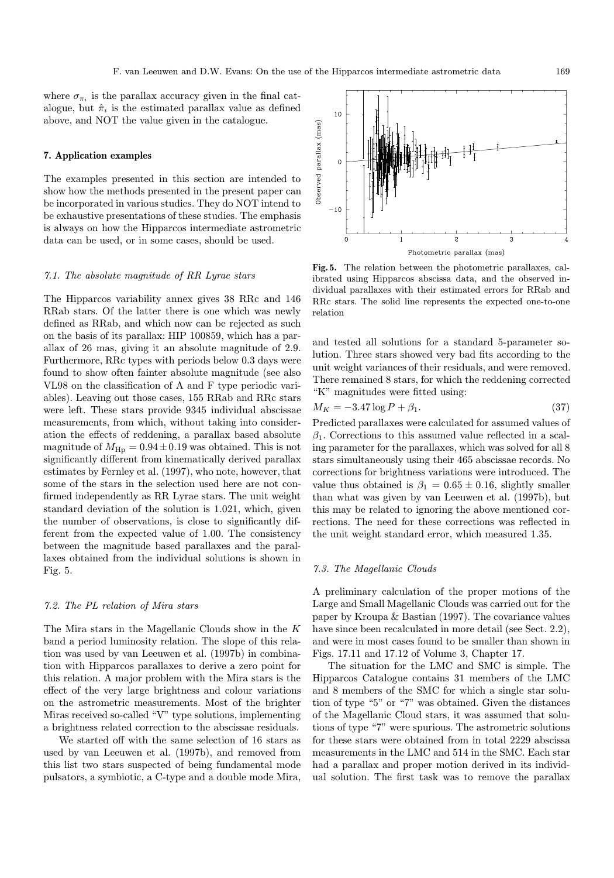where $\sigma_{\pi_i}$ is the parallax accuracy given in the final catalogue, but $\hat{\pi}_i$ is the estimated parallax value as defined above, and NOT the value given in the catalogue.

## 7. Application examples

The examples presented in this section are intended to show how the methods presented in the present paper can be incorporated in various studies. They do NOT intend to be exhaustive presentations of these studies. The emphasis is always on how the Hipparcos intermediate astrometric data can be used, or in some cases, should be used.

### *7.1. The absolute magnitude of RR Lyrae stars*

The Hipparcos variability annex gives 38 RRc and 146 RRab stars. Of the latter there is one which was newly defined as RRab, and which now can be rejected as such on the basis of its parallax: HIP 100859, which has a parallax of 26 mas, giving it an absolute magnitude of 2.9. Furthermore, RRc types with periods below 0.3 days were found to show often fainter absolute magnitude (see also VL98 on the classification of A and F type periodic variables). Leaving out those cases, 155 RRab and RRc stars were left. These stars provide 9345 individual abscissae measurements, from which, without taking into consideration the effects of reddening, a parallax based absolute magnitude of $M_{\rm Hp} = 0.94 \pm 0.19$ was obtained. This is not significantly different from kinematically derived parallax estimates by Fernley et al. (1997), who note, however, that some of the stars in the selection used here are not confirmed independently as RR Lyrae stars. The unit weight standard deviation of the solution is 1.021, which, given the number of observations, is close to significantly different from the expected value of 1.00. The consistency between the magnitude based parallaxes and the parallaxes obtained from the individual solutions is shown in Fig. 5.

**Fig. 5.** The relation between the photometric parallaxes, calibrated using Hipparcos abscissa data, and the observed individual parallaxes with their estimated errors for RRab and RRc stars. The solid line represents the expected one-to-one relation

### *7.2. The PL relation of Mira stars*

The Mira stars in the Magellanic Clouds show in the $K$ band a period luminosity relation. The slope of this relation was used by van Leeuwen et al. (1997b) in combination with Hipparcos parallaxes to derive a zero point for this relation. A major problem with the Mira stars is the effect of the very large brightness and colour variations on the astrometric measurements. Most of the brighter Miras received so-called "V" type solutions, implementing a brightness related correction to the abscissae residuals.

We started off with the same selection of 16 stars as used by van Leeuwen et al. (1997b), and removed from this list two stars suspected of being fundamental mode pulsators, a symbiotic, a C-type and a double mode Mira, and tested all solutions for a standard 5-parameter solution. Three stars showed very bad fits according to the unit weight variances of their residuals, and were removed. There remained 8 stars, for which the reddening corrected "K" magnitudes were fitted using:

$$M_K = -3.47 \log P + \beta_1. \tag{37}$$

Predicted parallaxes were calculated for assumed values of $\beta_1$. Corrections to this assumed value reflected in a scaling parameter for the parallaxes, which was solved for all 8 stars simultaneously using their 465 abscissae records. No corrections for brightness variations were introduced. The value thus obtained is $\beta_1 = 0.65 \pm 0.16$, slightly smaller than what was given by van Leeuwen et al. (1997b), but this may be related to ignoring the above mentioned corrections. The need for these corrections was reflected in the unit weight standard error, which measured 1.35.

### *7.3. The Magellanic Clouds*

A preliminary calculation of the proper motions of the Large and Small Magellanic Clouds was carried out for the paper by Kroupa & Bastian (1997). The covariance values have since been recalculated in more detail (see Sect. 2.2), and were in most cases found to be smaller than shown in Figs. 17.11 and 17.12 of Volume 3, Chapter 17.

The situation for the LMC and SMC is simple. The Hipparcos Catalogue contains 31 members of the LMC and 8 members of the SMC for which a single star solution of type "5" or "7" was obtained. Given the distances of the Magellanic Cloud stars, it was assumed that solutions of type "7" were spurious. The astrometric solutions for these stars were obtained from in total 2229 abscissa measurements in the LMC and 514 in the SMC. Each star had a parallax and proper motion derived in its individual solution. The first task was to remove the parallax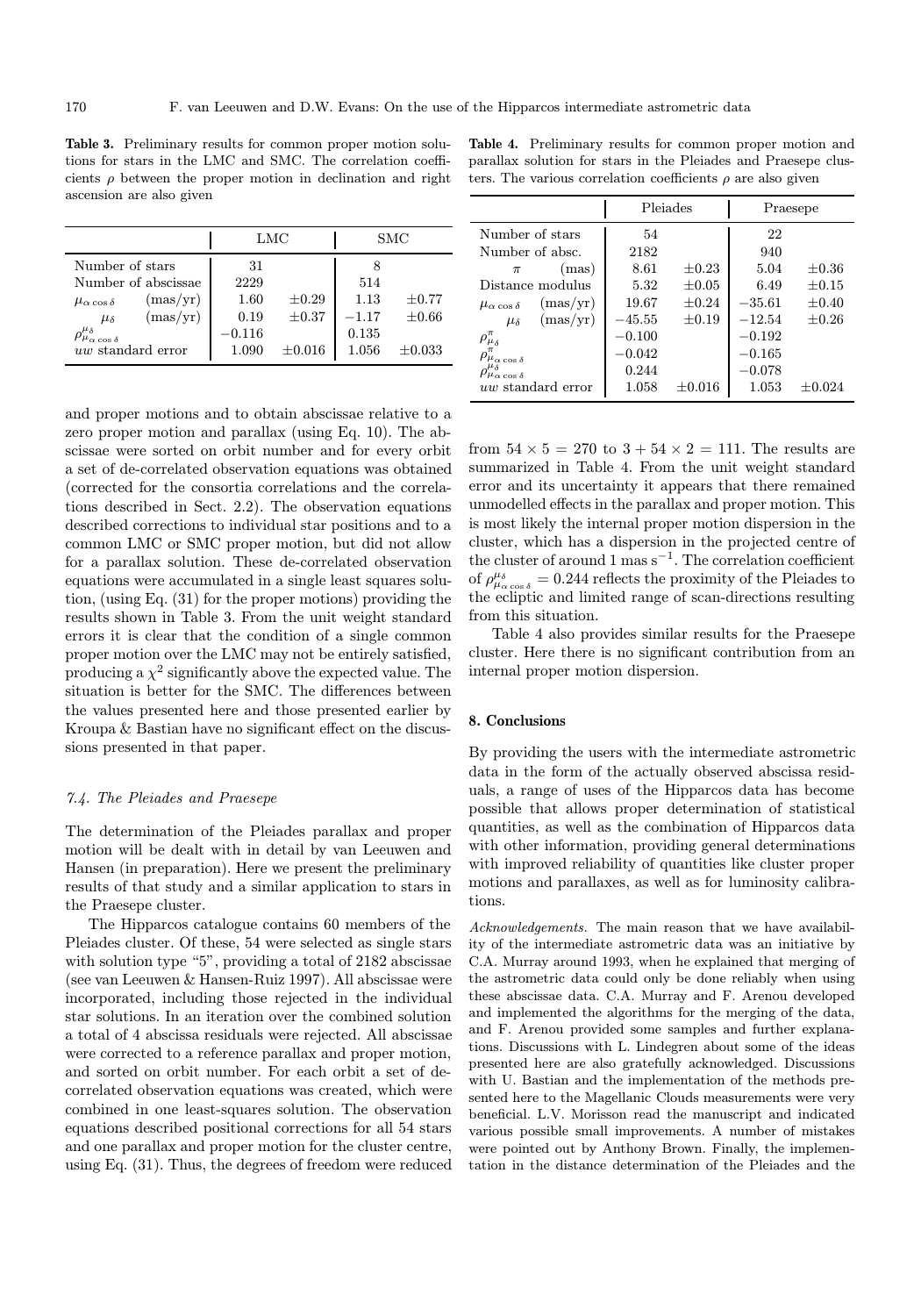**Table 3.** Preliminary results for common proper motion solutions for stars in the LMC and SMC. The correlation coefficients $\rho$ between the proper motion in declination and right ascension are also given

| | LMC | | SMC | |
|---|---|---|---|---|
| Number of stars | 31 | | 8 | |
| Number of abscissae | 2229 | | 514 | |
| $\mu_{\alpha\cos\delta}$ (mas/yr) | 1.60 | $\pm0.29$ | 1.13 | $\pm0.77$ |
| $\mu_\delta$ (mas/yr) | 0.19 | $\pm0.37$ | $-1.17$ | $\pm0.66$ |
| $\rho^{\mu_\delta}_{\mu_{\alpha\cos\delta}}$ | $-0.116$ | | 0.135 | |
| $uw$ standard error | 1.090 | $\pm0.016$ | 1.056 | $\pm0.033$ |

and proper motions and to obtain abscissae relative to a zero proper motion and parallax (using Eq. 10). The abscissae were sorted on orbit number and for every orbit a set of de-correlated observation equations was obtained (corrected for the consortia correlations and the correlations described in Sect. 2.2). The observation equations described corrections to individual star positions and to a common LMC or SMC proper motion, but did not allow for a parallax solution. These de-correlated observation equations were accumulated in a single least squares solution, (using Eq. (31) for the proper motions) providing the results shown in Table 3. From the unit weight standard errors it is clear that the condition of a single common proper motion over the LMC may not be entirely satisfied, producing a $\chi^2$ significantly above the expected value. The situation is better for the SMC. The differences between the values presented here and those presented earlier by Kroupa & Bastian have no significant effect on the discussions presented in that paper.

### 7.4. The Pleiades and Praesepe

The determination of the Pleiades parallax and proper motion will be dealt with in detail by van Leeuwen and Hansen (in preparation). Here we present the preliminary results of that study and a similar application to stars in the Praesepe cluster.

The Hipparcos catalogue contains 60 members of the Pleiades cluster. Of these, 54 were selected as single stars with solution type "5", providing a total of 2182 abscissae (see van Leeuwen & Hansen-Ruiz 1997). All abscissae were incorporated, including those rejected in the individual star solutions. In an iteration over the combined solution a total of 4 abscissa residuals were rejected. All abscissae were corrected to a reference parallax and proper motion, and sorted on orbit number. For each orbit a set of de-correlated observation equations was created, which were combined in one least-squares solution. The observation equations described positional corrections for all 54 stars and one parallax and proper motion for the cluster centre, using Eq. (31). Thus, the degrees of freedom were reduced from $54 \times 5 = 270$ to $3 + 54 \times 2 = 111$. The results are summarized in Table 4. From the unit weight standard error and its uncertainty it appears that there remained unmodelled effects in the parallax and proper motion. This is most likely the internal proper motion dispersion in the cluster, which has a dispersion in the projected centre of the cluster of around 1 mas s$^{-1}$. The correlation coefficient of $\rho^{\mu_\delta}_{\mu_{\alpha\cos\delta}} = 0.244$ reflects the proximity of the Pleiades to the ecliptic and limited range of scan-directions resulting from this situation.

**Table 4.** Preliminary results for common proper motion and parallax solution for stars in the Pleiades and Praesepe clusters. The various correlation coefficients $\rho$ are also given

| | Pleiades | | Praesepe | |
|---|---|---|---|---|
| Number of stars | 54 | | 22 | |
| Number of absc. | 2182 | | 940 | |
| $\pi$ (mas) | 8.61 | $\pm0.23$ | 5.04 | $\pm0.36$ |
| Distance modulus | 5.32 | $\pm0.05$ | 6.49 | $\pm0.15$ |
| $\mu_{\alpha\cos\delta}$ (mas/yr) | 19.67 | $\pm0.24$ | $-35.61$ | $\pm0.40$ |
| $\mu_\delta$ (mas/yr) | $-45.55$ | $\pm0.19$ | $-12.54$ | $\pm0.26$ |
| $\rho^{\pi}_{\mu_\delta}$ | $-0.100$ | | $-0.192$ | |
| $\rho^{\pi}_{\mu_{\alpha\cos\delta}}$ | $-0.042$ | | $-0.165$ | |
| $\rho^{\mu_\delta}_{\mu_{\alpha\cos\delta}}$ | 0.244 | | $-0.078$ | |
| $uw$ standard error | 1.058 | $\pm0.016$ | 1.053 | $\pm0.024$ |

Table 4 also provides similar results for the Praesepe cluster. Here there is no significant contribution from an internal proper motion dispersion.

## 8. Conclusions

By providing the users with the intermediate astrometric data in the form of the actually observed abscissa residuals, a range of uses of the Hipparcos data has become possible that allows proper determination of statistical quantities, as well as the combination of Hipparcos data with other information, providing general determinations with improved reliability of quantities like cluster proper motions and parallaxes, as well as for luminosity calibrations.

*Acknowledgements.* The main reason that we have availability of the intermediate astrometric data was an initiative by C.A. Murray around 1993, when he explained that merging of the astrometric data could only be done reliably when using these abscissae data. C.A. Murray and F. Arenou developed and implemented the algorithms for the merging of the data, and F. Arenou provided some samples and further explanations. Discussions with L. Lindegren about some of the ideas presented here are also gratefully acknowledged. Discussions with U. Bastian and the implementation of the methods presented here to the Magellanic Clouds measurements were very beneficial. L.V. Morisson read the manuscript and indicated various possible small improvements. A number of mistakes were pointed out by Anthony Brown. Finally, the implementation in the distance determination of the Pleiades and the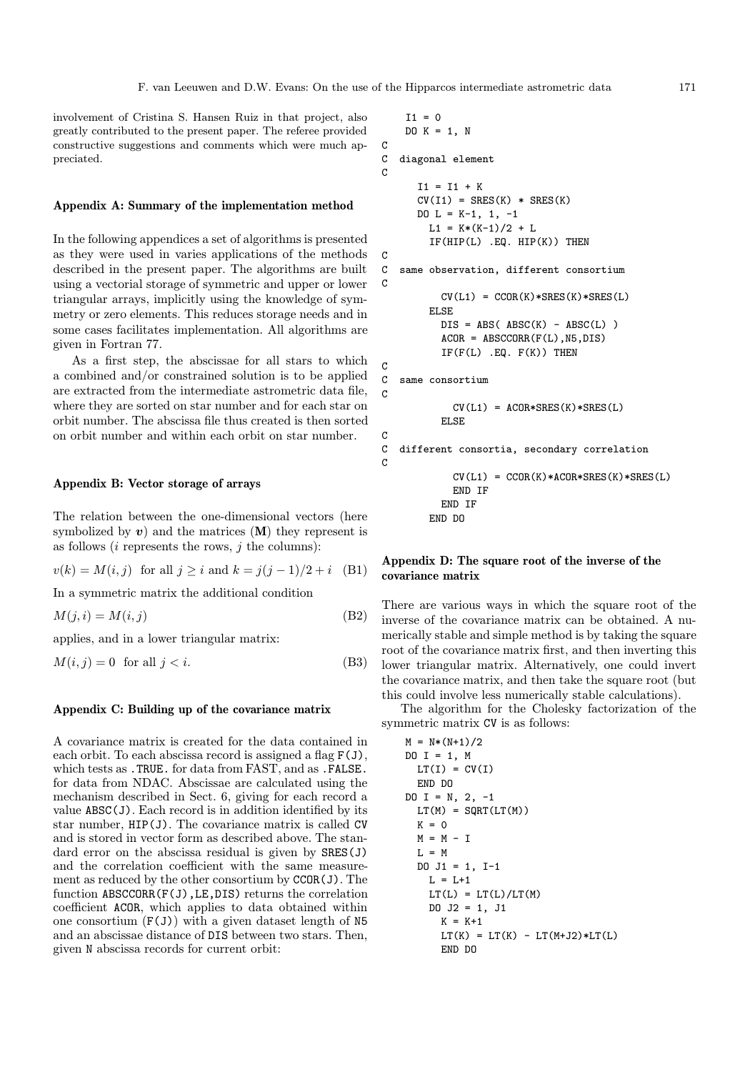involvement of Cristina S. Hansen Ruiz in that project, also greatly contributed to the present paper. The referee provided constructive suggestions and comments which were much appreciated.

## Appendix A: Summary of the implementation method

In the following appendices a set of algorithms is presented as they were used in varies applications of the methods described in the present paper. The algorithms are built using a vectorial storage of symmetric and upper or lower triangular arrays, implicitly using the knowledge of symmetry or zero elements. This reduces storage needs and in some cases facilitates implementation. All algorithms are given in Fortran 77.

As a first step, the abscissae for all stars to which a combined and/or constrained solution is to be applied are extracted from the intermediate astrometric data file, where they are sorted on star number and for each star on orbit number. The abscissa file thus created is then sorted on orbit number and within each orbit on star number.

## Appendix B: Vector storage of arrays

The relation between the one-dimensional vectors (here symbolized by $\boldsymbol{v}$) and the matrices ($\mathbf{M}$) they represent is as follows ($i$ represents the rows, $j$ the columns):

$$v(k) = M(i,j) \text{ for all } j \geq i \text{ and } k = j(j-1)/2 + i \quad \text{(B1)}$$

In a symmetric matrix the additional condition

$$M(j,i) = M(i,j) \quad \text{(B2)}$$

applies, and in a lower triangular matrix:

$$M(i,j) = 0 \text{ for all } j < i. \quad \text{(B3)}$$

## Appendix C: Building up of the covariance matrix

A covariance matrix is created for the data contained in each orbit. To each abscissa record is assigned a flag F(J), which tests as .TRUE. for data from FAST, and as .FALSE. for data from NDAC. Abscissae are calculated using the mechanism described in Sect. 6, giving for each record a value ABSC(J). Each record is in addition identified by its star number, HIP(J). The covariance matrix is called CV and is stored in vector form as described above. The standard error on the abscissa residual is given by SRES(J) and the correlation coefficient with the same measurement as reduced by the other consortium by CCOR(J). The function ABSCCORR(F(J),LE,DIS) returns the correlation coefficient ACOR, which applies to data obtained within one consortium (F(J)) with a given dataset length of N5 and an abscissae distance of DIS between two stars. Then, given N abscissa records for current orbit:

```
      I1 = 0
      DO K = 1, N
C
C  diagonal element
C
        I1 = I1 + K
        CV(I1) = SRES(K) * SRES(K)
        DO L = K-1, 1, -1
          L1 = K*(K-1)/2 + L
          IF(HIP(L) .EQ. HIP(K)) THEN
C
C  same observation, different consortium
C
            CV(L1) = CCOR(K)*SRES(K)*SRES(L)
          ELSE
            DIS = ABS( ABSC(K) - ABSC(L) )
            ACOR = ABSCCORR(F(L),N5,DIS)
            IF(F(L) .EQ. F(K)) THEN
C
C  same consortium
C
              CV(L1) = ACOR*SRES(K)*SRES(L)
            ELSE
C
C  different consortia, secondary correlation
C
              CV(L1) = CCOR(K)*ACOR*SRES(K)*SRES(L)
              END IF
            END IF
          END DO
```

## Appendix D: The square root of the inverse of the covariance matrix

There are various ways in which the square root of the inverse of the covariance matrix can be obtained. A numerically stable and simple method is by taking the square root of the covariance matrix first, and then inverting this lower triangular matrix. Alternatively, one could invert the covariance matrix, and then take the square root (but this could involve less numerically stable calculations).

The algorithm for the Cholesky factorization of the symmetric matrix CV is as follows:

```
      M = N*(N+1)/2
      DO I = 1, M
        LT(I) = CV(I)
        END DO
      DO I = N, 2, -1
        LT(M) = SQRT(LT(M))
        K = 0
        M = M - I
        L = M
        DO J1 = 1, I-1
          L = L+1
          LT(L) = LT(L)/LT(M)
          DO J2 = 1, J1
            K = K+1
            LT(K) = LT(K) - LT(M+J2)*LT(L)
            END DO
```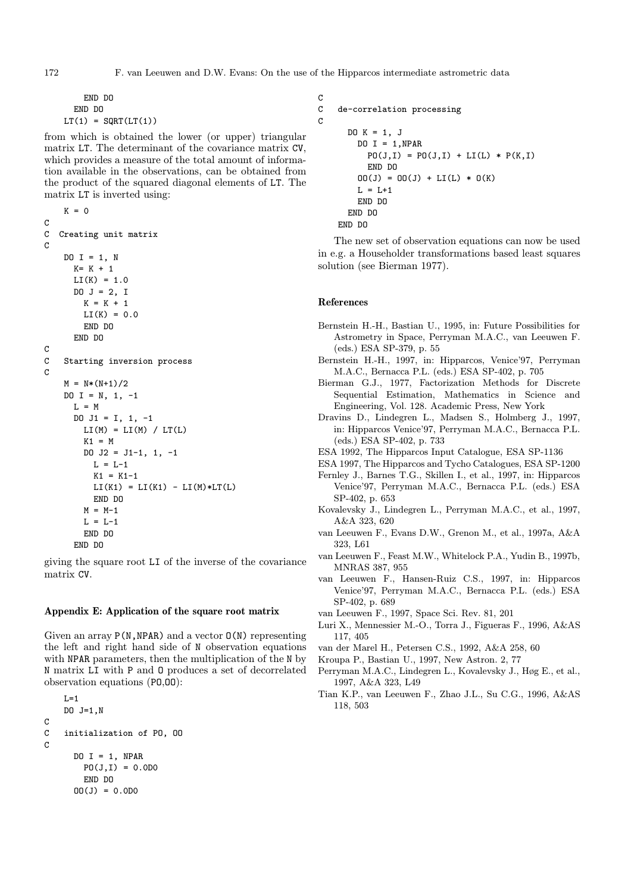```
      END DO
    END DO
  LT(1) = SQRT(LT(1))
```

from which is obtained the lower (or upper) triangular matrix LT. The determinant of the covariance matrix CV, which provides a measure of the total amount of information available in the observations, can be obtained from the product of the squared diagonal elements of LT. The matrix LT is inverted using:

```
    K = 0
C
C  Creating unit matrix
C
    DO I = 1, N
      K= K + 1
      LI(K) = 1.0
      DO J = 2, I
        K = K + 1
        LI(K) = 0.0
        END DO
      END DO
C
C   Starting inversion process
C
    M = N*(N+1)/2
    DO I = N, 1, -1
      L = M
      DO J1 = I, 1, -1
        LI(M) = LI(M) / LT(L)
        K1 = M
        DO J2 = J1-1, 1, -1
          L = L-1
          K1 = K1-1
          LI(K1) = LI(K1) - LI(M)*LT(L)
          END DO
        M = M-1
        L = L-1
        END DO
      END DO
```

giving the square root LI of the inverse of the covariance matrix CV.

### Appendix E: Application of the square root matrix

Given an array P(N,NPAR) and a vector O(N) representing the left and right hand side of N observation equations with NPAR parameters, then the multiplication of the N by N matrix LI with P and O produces a set of decorrelated observation equations (PO,OO):

```
    L=1
    DO J=1,N
C
C   initialization of PO, OO
C
      DO I = 1, NPAR
        PO(J,I) = 0.0D0
        END DO
      OO(J) = 0.0D0
C
C   de-correlation processing
C
      DO K = 1, J
        DO I = 1,NPAR
          PO(J,I) = PO(J,I) + LI(L) * P(K,I)
          END DO
        OO(J) = OO(J) + LI(L) * O(K)
        L = L+1
        END DO
      END DO
    END DO
```

The new set of observation equations can now be used in e.g. a Householder transformations based least squares solution (see Bierman 1977).

### References

- Bernstein H.-H., Bastian U., 1995, in: Future Possibilities for Astrometry in Space, Perryman M.A.C., van Leeuwen F. (eds.) ESA SP-379, p. 55
- Bernstein H.-H., 1997, in: Hipparcos, Venice'97, Perryman M.A.C., Bernacca P.L. (eds.) ESA SP-402, p. 705
- Bierman G.J., 1977, Factorization Methods for Discrete Sequential Estimation, Mathematics in Science and Engineering, Vol. 128. Academic Press, New York
- Dravins D., Lindegren L., Madsen S., Holmberg J., 1997, in: Hipparcos Venice'97, Perryman M.A.C., Bernacca P.L. (eds.) ESA SP-402, p. 733
- ESA 1992, The Hipparcos Input Catalogue, ESA SP-1136
- ESA 1997, The Hipparcos and Tycho Catalogues, ESA SP-1200
- Fernley J., Barnes T.G., Skillen I., et al., 1997, in: Hipparcos Venice'97, Perryman M.A.C., Bernacca P.L. (eds.) ESA SP-402, p. 653
- Kovalevsky J., Lindegren L., Perryman M.A.C., et al., 1997, A&A 323, 620
- van Leeuwen F., Evans D.W., Grenon M., et al., 1997a, A&A 323, L61
- van Leeuwen F., Feast M.W., Whitelock P.A., Yudin B., 1997b, MNRAS 387, 955
- van Leeuwen F., Hansen-Ruiz C.S., 1997, in: Hipparcos Venice'97, Perryman M.A.C., Bernacca P.L. (eds.) ESA SP-402, p. 689
- van Leeuwen F., 1997, Space Sci. Rev. 81, 201
- Luri X., Mennessier M.-O., Torra J., Figueras F., 1996, A&AS 117, 405
- van der Marel H., Petersen C.S., 1992, A&A 258, 60
- Kroupa P., Bastian U., 1997, New Astron. 2, 77
- Perryman M.A.C., Lindegren L., Kovalevsky J., Høg E., et al., 1997, A&A 323, L49
- Tian K.P., van Leeuwen F., Zhao J.L., Su C.G., 1996, A&AS 118, 503